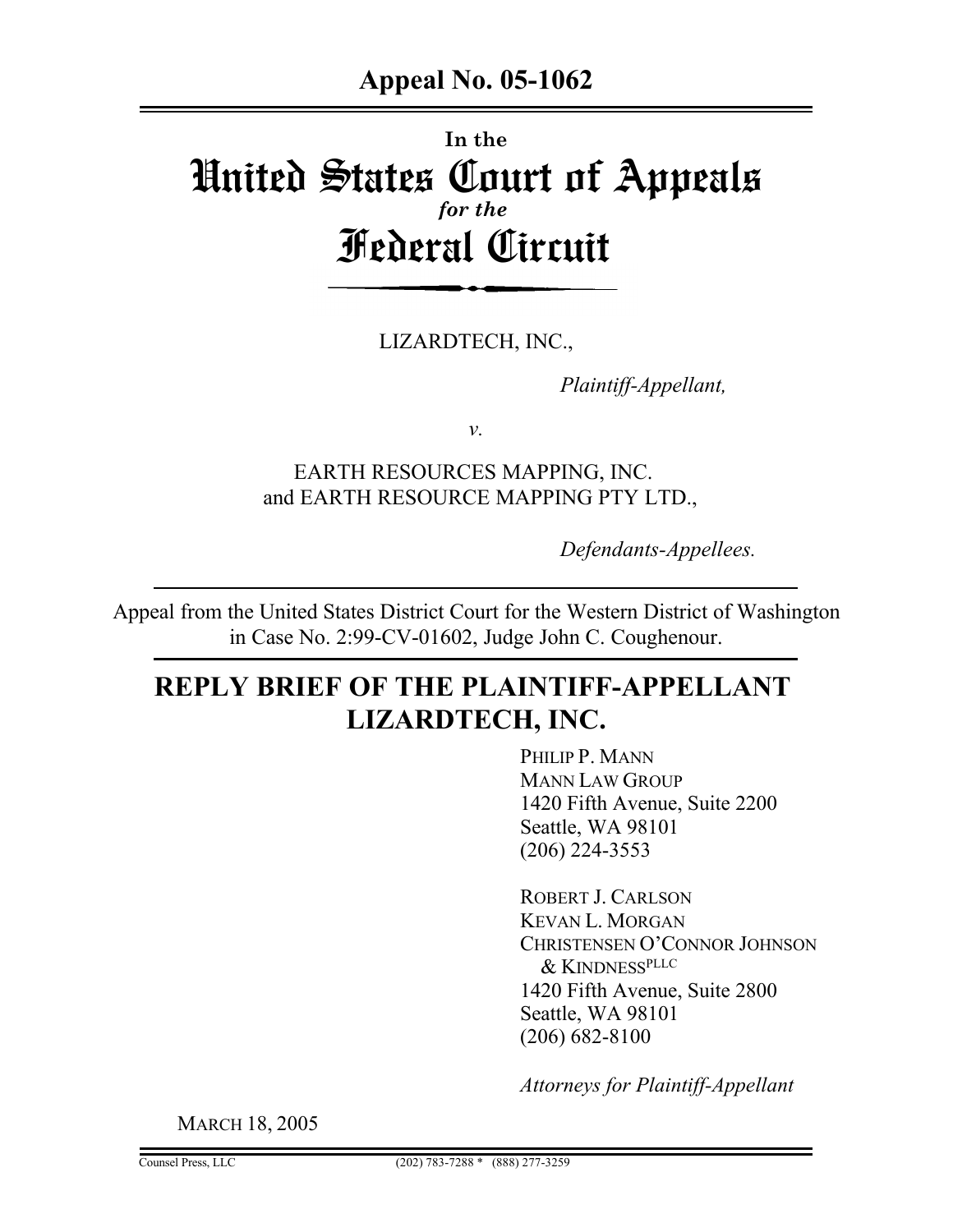**Appeal No. 05-1062**

In the

# United States Court of Appeals
*for the*
# Federal Circuit

LIZARDTECH, INC.,

*Plaintiff-Appellant,*

*v.*

EARTH RESOURCES MAPPING, INC.
and EARTH RESOURCE MAPPING PTY LTD.,

*Defendants-Appellees.*

Appeal from the United States District Court for the Western District of Washington in Case No. 2:99-CV-01602, Judge John C. Coughenour.

## REPLY BRIEF OF THE PLAINTIFF-APPELLANT LIZARDTECH, INC.

PHILIP P. MANN
MANN LAW GROUP
1420 Fifth Avenue, Suite 2200
Seattle, WA 98101
(206) 224-3553

ROBERT J. CARLSON
KEVAN L. MORGAN
CHRISTENSEN O'CONNOR JOHNSON & KINDNESS[PLLC]
1420 Fifth Avenue, Suite 2800
Seattle, WA 98101
(206) 682-8100

*Attorneys for Plaintiff-Appellant*

MARCH 18, 2005

Counsel Press, LLC (202) 783-7288 * (888) 277-3259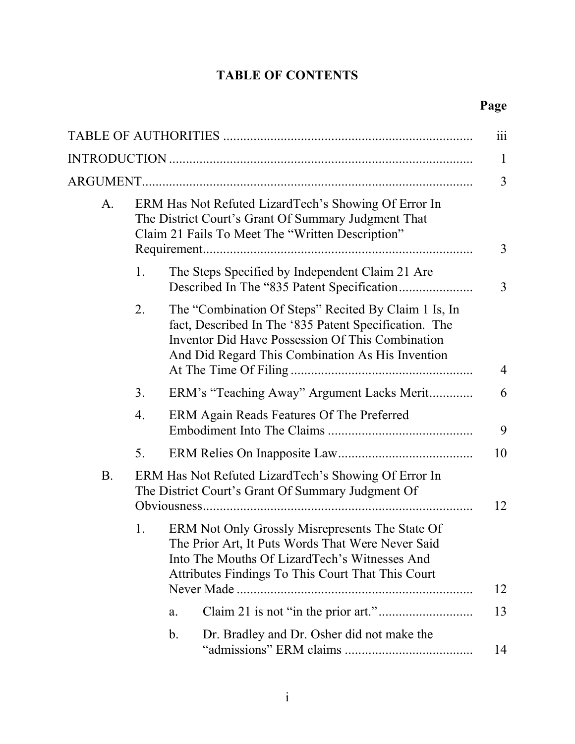# TABLE OF CONTENTS

| | Page |
|---|---|
| TABLE OF AUTHORITIES | iii |
| INTRODUCTION | 1 |
| ARGUMENT | 3 |
| A. ERM Has Not Refuted LizardTech's Showing Of Error In The District Court's Grant Of Summary Judgment That Claim 21 Fails To Meet The "Written Description" Requirement | 3 |
| 1. The Steps Specified by Independent Claim 21 Are Described In The "835 Patent Specification | 3 |
| 2. The "Combination Of Steps" Recited By Claim 1 Is, In fact, Described In The '835 Patent Specification. The Inventor Did Have Possession Of This Combination And Did Regard This Combination As His Invention At The Time Of Filing | 4 |
| 3. ERM's "Teaching Away" Argument Lacks Merit | 6 |
| 4. ERM Again Reads Features Of The Preferred Embodiment Into The Claims | 9 |
| 5. ERM Relies On Inapposite Law | 10 |
| B. ERM Has Not Refuted LizardTech's Showing Of Error In The District Court's Grant Of Summary Judgment Of Obviousness | 12 |
| 1. ERM Not Only Grossly Misrepresents The State Of The Prior Art, It Puts Words That Were Never Said Into The Mouths Of LizardTech's Witnesses And Attributes Findings To This Court That This Court Never Made | 12 |
| a. Claim 21 is not "in the prior art." | 13 |
| b. Dr. Bradley and Dr. Osher did not make the "admissions" ERM claims | 14 |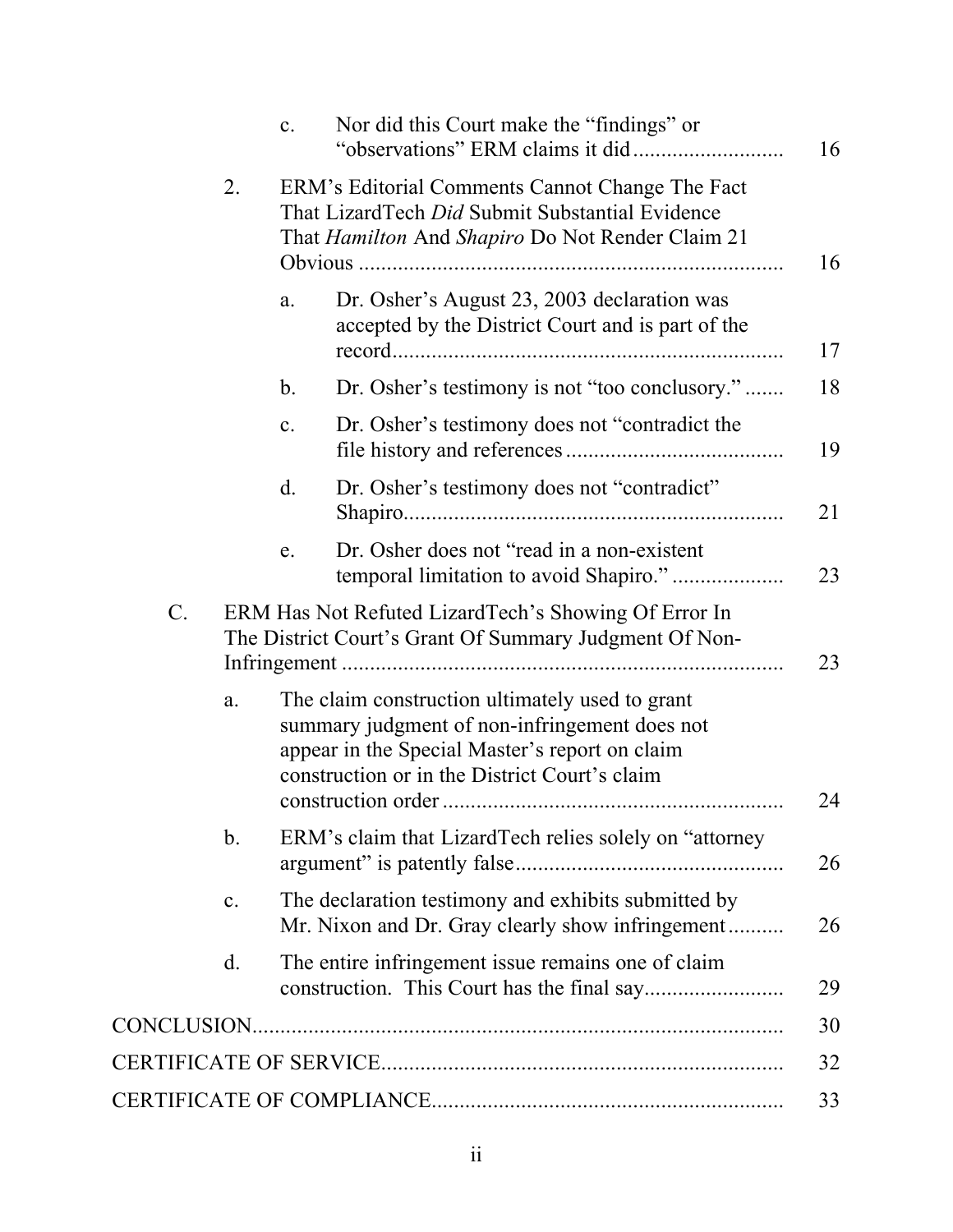|  |  |  |  |  |
|---|---|---|---|---|
|  |  | c. | Nor did this Court make the "findings" or "observations" ERM claims it did | 16 |
|  | 2. | ERM's Editorial Comments Cannot Change The Fact That LizardTech *Did* Submit Substantial Evidence That *Hamilton* And *Shapiro* Do Not Render Claim 21 Obvious |  | 16 |
|  |  | a. | Dr. Osher's August 23, 2003 declaration was accepted by the District Court and is part of the record | 17 |
|  |  | b. | Dr. Osher's testimony is not "too conclusory." | 18 |
|  |  | c. | Dr. Osher's testimony does not "contradict the file history and references | 19 |
|  |  | d. | Dr. Osher's testimony does not "contradict" Shapiro | 21 |
|  |  | e. | Dr. Osher does not "read in a non-existent temporal limitation to avoid Shapiro." | 23 |
| C. | ERM Has Not Refuted LizardTech's Showing Of Error In The District Court's Grant Of Summary Judgment Of Non-Infringement |  |  | 23 |
|  | a. | The claim construction ultimately used to grant summary judgment of non-infringement does not appear in the Special Master's report on claim construction or in the District Court's claim construction order |  | 24 |
|  | b. | ERM's claim that LizardTech relies solely on "attorney argument" is patently false |  | 26 |
|  | c. | The declaration testimony and exhibits submitted by Mr. Nixon and Dr. Gray clearly show infringement |  | 26 |
|  | d. | The entire infringement issue remains one of claim construction. This Court has the final say |  | 29 |
| CONCLUSION |  |  |  | 30 |
| CERTIFICATE OF SERVICE |  |  |  | 32 |
| CERTIFICATE OF COMPLIANCE |  |  |  | 33 |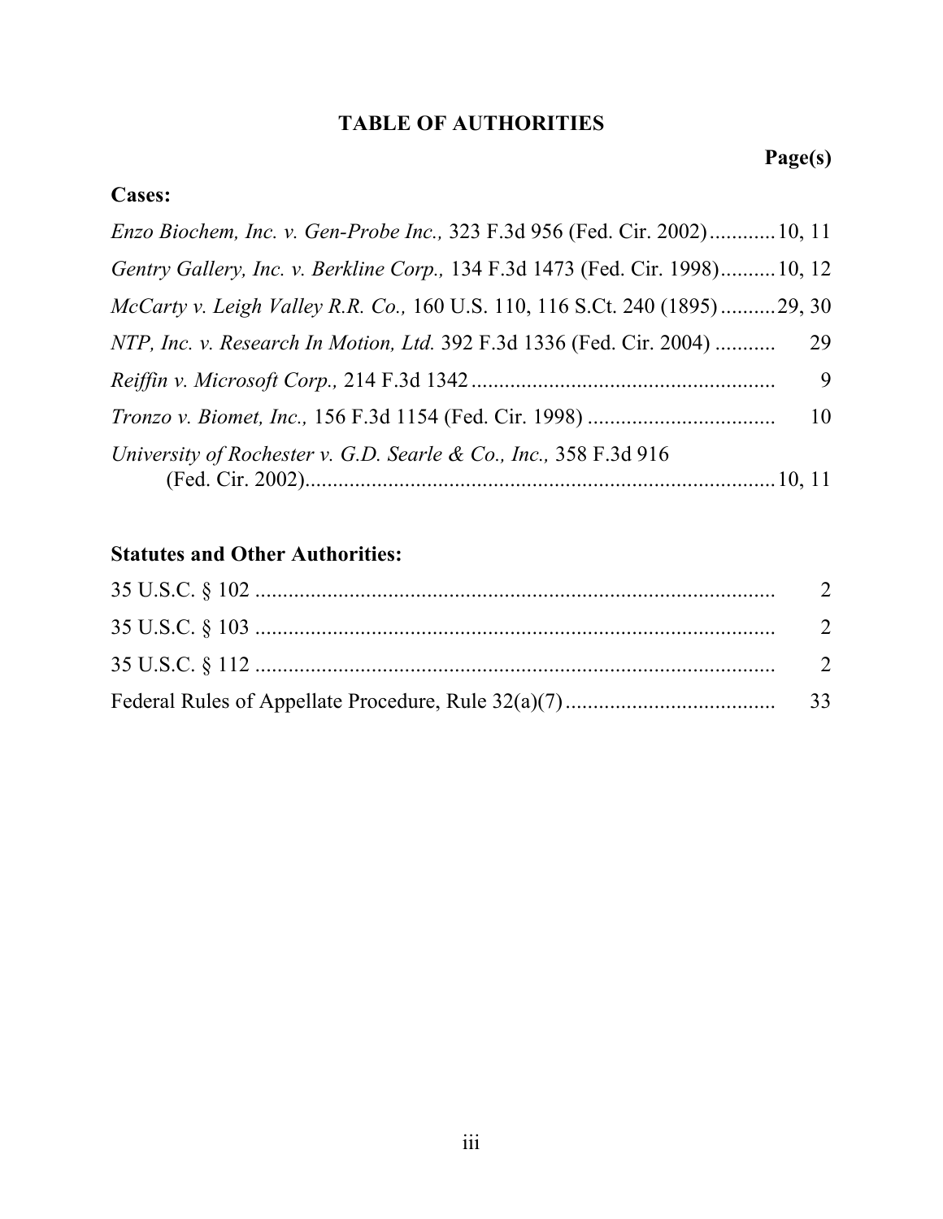# TABLE OF AUTHORITIES

**Page(s)**

**Cases:**

*Enzo Biochem, Inc. v. Gen-Probe Inc.,* 323 F.3d 956 (Fed. Cir. 2002) ............ 10, 11

*Gentry Gallery, Inc. v. Berkline Corp.,* 134 F.3d 1473 (Fed. Cir. 1998).......... 10, 12

*McCarty v. Leigh Valley R.R. Co.,* 160 U.S. 110, 116 S.Ct. 240 (1895).......... 29, 30

*NTP, Inc. v. Research In Motion, Ltd.* 392 F.3d 1336 (Fed. Cir. 2004) ........... 29

*Reiffin v. Microsoft Corp.,* 214 F.3d 1342 ....................................................... 9

*Tronzo v. Biomet, Inc.,* 156 F.3d 1154 (Fed. Cir. 1998) .................................. 10

*University of Rochester v. G.D. Searle & Co., Inc.,* 358 F.3d 916 (Fed. Cir. 2002)..................................................................................... 10, 11

**Statutes and Other Authorities:**

35 U.S.C. § 102 ............................................................................................ 2

35 U.S.C. § 103 ............................................................................................ 2

35 U.S.C. § 112 ............................................................................................ 2

Federal Rules of Appellate Procedure, Rule 32(a)(7) ..................................... 33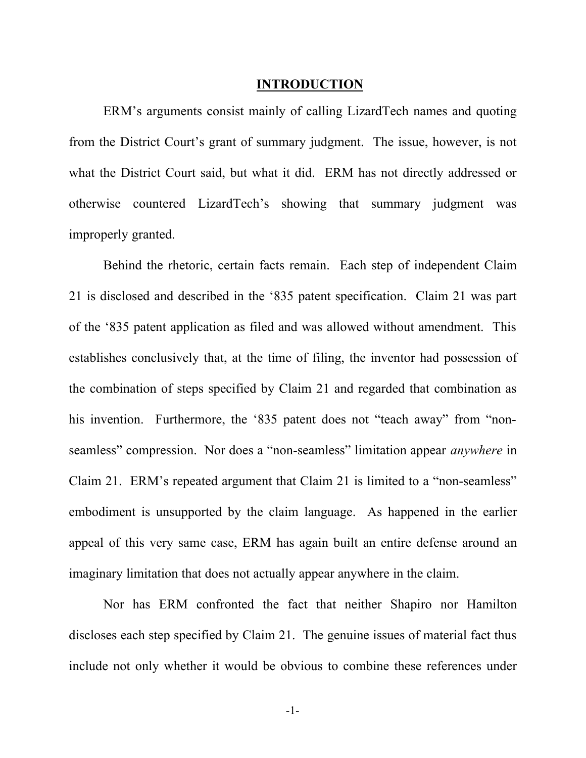# **INTRODUCTION**

ERM's arguments consist mainly of calling LizardTech names and quoting from the District Court's grant of summary judgment. The issue, however, is not what the District Court said, but what it did. ERM has not directly addressed or otherwise countered LizardTech's showing that summary judgment was improperly granted.

Behind the rhetoric, certain facts remain. Each step of independent Claim 21 is disclosed and described in the '835 patent specification. Claim 21 was part of the '835 patent application as filed and was allowed without amendment. This establishes conclusively that, at the time of filing, the inventor had possession of the combination of steps specified by Claim 21 and regarded that combination as his invention. Furthermore, the '835 patent does not "teach away" from "non-seamless" compression. Nor does a "non-seamless" limitation appear *anywhere* in Claim 21. ERM's repeated argument that Claim 21 is limited to a "non-seamless" embodiment is unsupported by the claim language. As happened in the earlier appeal of this very same case, ERM has again built an entire defense around an imaginary limitation that does not actually appear anywhere in the claim.

Nor has ERM confronted the fact that neither Shapiro nor Hamilton discloses each step specified by Claim 21. The genuine issues of material fact thus include not only whether it would be obvious to combine these references under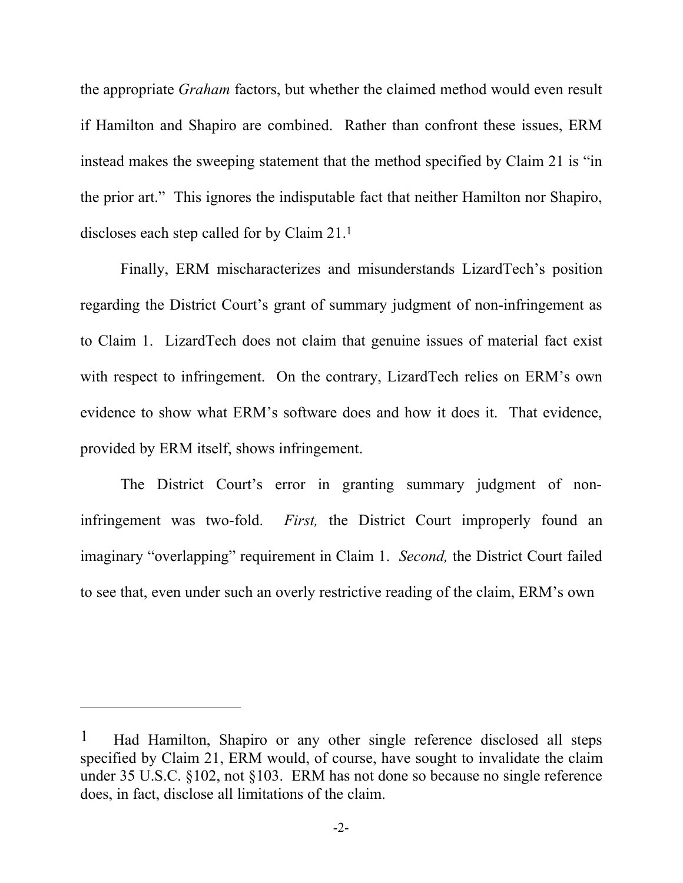the appropriate *Graham* factors, but whether the claimed method would even result if Hamilton and Shapiro are combined. Rather than confront these issues, ERM instead makes the sweeping statement that the method specified by Claim 21 is "in the prior art." This ignores the indisputable fact that neither Hamilton nor Shapiro, discloses each step called for by Claim 21.[1]

Finally, ERM mischaracterizes and misunderstands LizardTech's position regarding the District Court's grant of summary judgment of non-infringement as to Claim 1. LizardTech does not claim that genuine issues of material fact exist with respect to infringement. On the contrary, LizardTech relies on ERM's own evidence to show what ERM's software does and how it does it. That evidence, provided by ERM itself, shows infringement.

The District Court's error in granting summary judgment of non-infringement was two-fold. *First,* the District Court improperly found an imaginary "overlapping" requirement in Claim 1. *Second,* the District Court failed to see that, even under such an overly restrictive reading of the claim, ERM's own

---

[1] Had Hamilton, Shapiro or any other single reference disclosed all steps specified by Claim 21, ERM would, of course, have sought to invalidate the claim under 35 U.S.C. §102, not §103. ERM has not done so because no single reference does, in fact, disclose all limitations of the claim.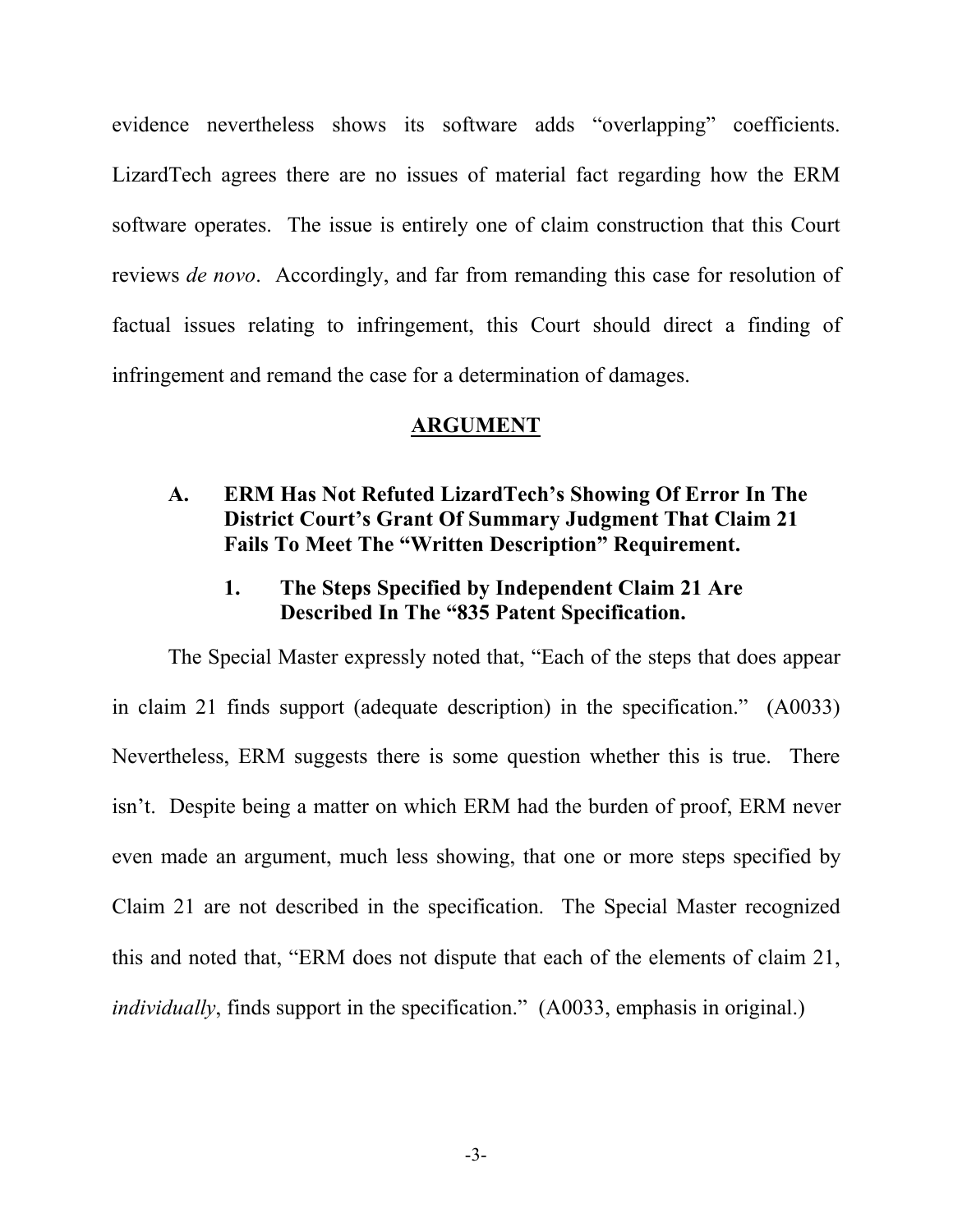evidence nevertheless shows its software adds "overlapping" coefficients. LizardTech agrees there are no issues of material fact regarding how the ERM software operates. The issue is entirely one of claim construction that this Court reviews *de novo*. Accordingly, and far from remanding this case for resolution of factual issues relating to infringement, this Court should direct a finding of infringement and remand the case for a determination of damages.

## ARGUMENT

### A. ERM Has Not Refuted LizardTech's Showing Of Error In The District Court's Grant Of Summary Judgment That Claim 21 Fails To Meet The "Written Description" Requirement.

#### 1. The Steps Specified by Independent Claim 21 Are Described In The "835 Patent Specification.

The Special Master expressly noted that, "Each of the steps that does appear in claim 21 finds support (adequate description) in the specification." (A0033) Nevertheless, ERM suggests there is some question whether this is true. There isn't. Despite being a matter on which ERM had the burden of proof, ERM never even made an argument, much less showing, that one or more steps specified by Claim 21 are not described in the specification. The Special Master recognized this and noted that, "ERM does not dispute that each of the elements of claim 21, *individually*, finds support in the specification." (A0033, emphasis in original.)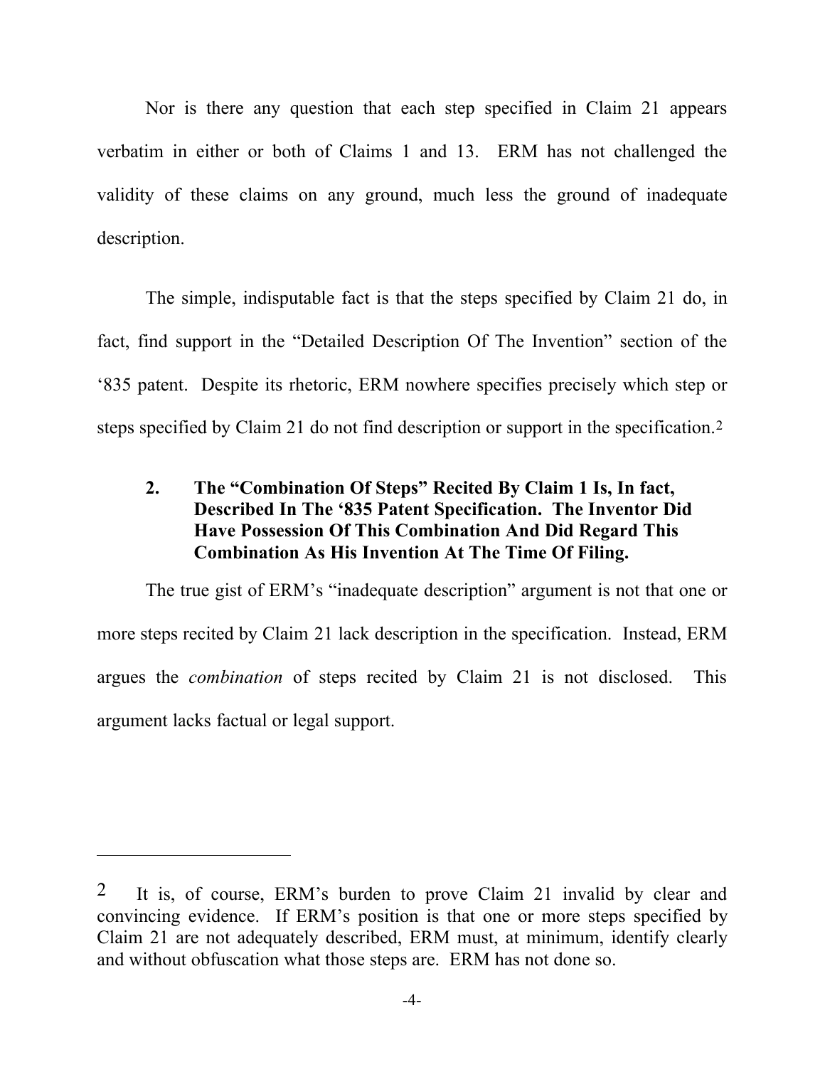Nor is there any question that each step specified in Claim 21 appears verbatim in either or both of Claims 1 and 13. ERM has not challenged the validity of these claims on any ground, much less the ground of inadequate description.

The simple, indisputable fact is that the steps specified by Claim 21 do, in fact, find support in the "Detailed Description Of The Invention" section of the '835 patent. Despite its rhetoric, ERM nowhere specifies precisely which step or steps specified by Claim 21 do not find description or support in the specification.[2]

### 2. The "Combination Of Steps" Recited By Claim 1 Is, In fact, Described In The '835 Patent Specification. The Inventor Did Have Possession Of This Combination And Did Regard This Combination As His Invention At The Time Of Filing.

The true gist of ERM's "inadequate description" argument is not that one or more steps recited by Claim 21 lack description in the specification. Instead, ERM argues the *combination* of steps recited by Claim 21 is not disclosed. This argument lacks factual or legal support.

---

[2] It is, of course, ERM's burden to prove Claim 21 invalid by clear and convincing evidence. If ERM's position is that one or more steps specified by Claim 21 are not adequately described, ERM must, at minimum, identify clearly and without obfuscation what those steps are. ERM has not done so.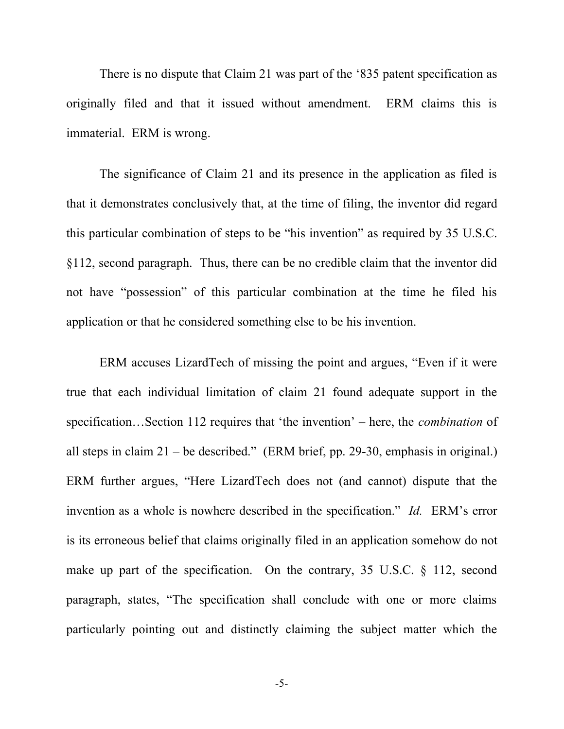There is no dispute that Claim 21 was part of the '835 patent specification as originally filed and that it issued without amendment. ERM claims this is immaterial. ERM is wrong.

The significance of Claim 21 and its presence in the application as filed is that it demonstrates conclusively that, at the time of filing, the inventor did regard this particular combination of steps to be "his invention" as required by 35 U.S.C. §112, second paragraph. Thus, there can be no credible claim that the inventor did not have "possession" of this particular combination at the time he filed his application or that he considered something else to be his invention.

ERM accuses LizardTech of missing the point and argues, "Even if it were true that each individual limitation of claim 21 found adequate support in the specification…Section 112 requires that 'the invention' – here, the *combination* of all steps in claim 21 – be described." (ERM brief, pp. 29-30, emphasis in original.) ERM further argues, "Here LizardTech does not (and cannot) dispute that the invention as a whole is nowhere described in the specification." *Id.* ERM's error is its erroneous belief that claims originally filed in an application somehow do not make up part of the specification. On the contrary, 35 U.S.C. § 112, second paragraph, states, "The specification shall conclude with one or more claims particularly pointing out and distinctly claiming the subject matter which the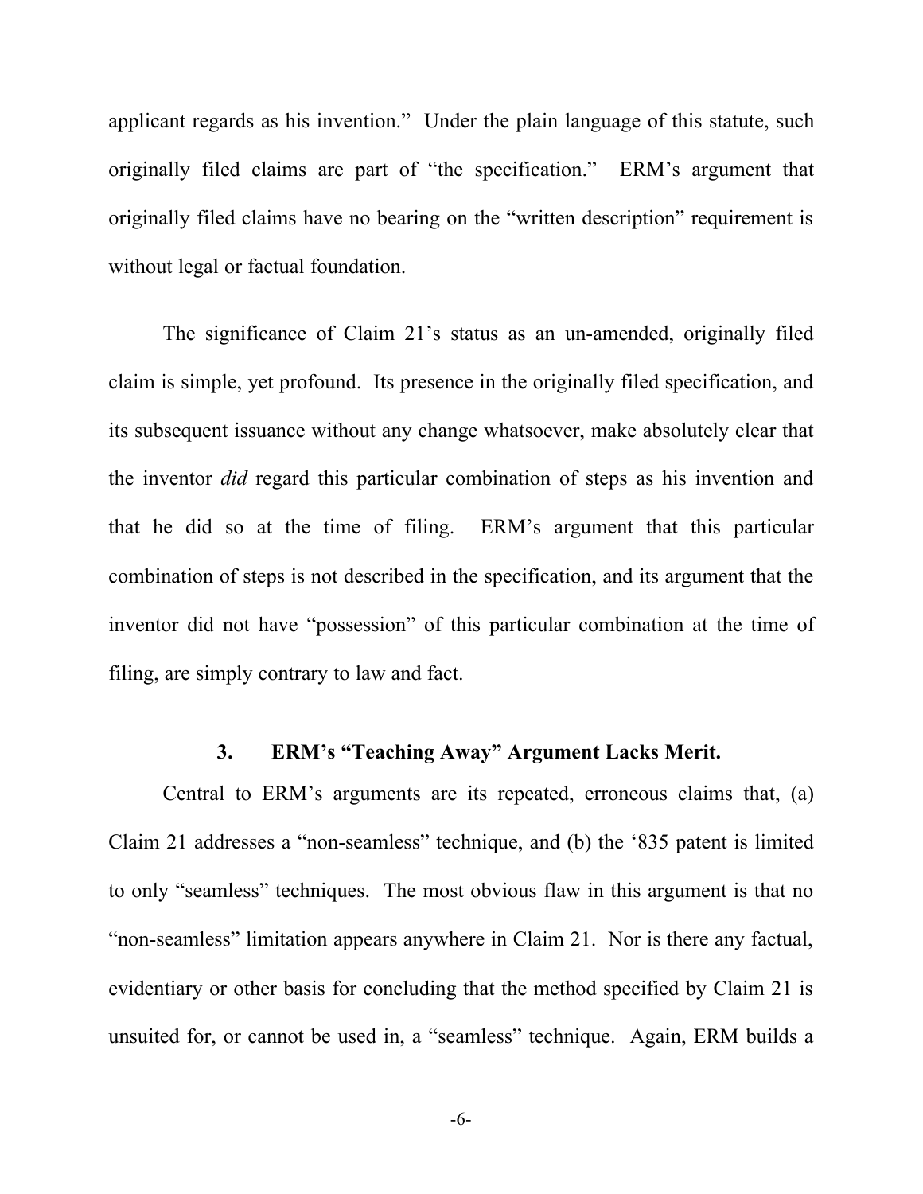applicant regards as his invention." Under the plain language of this statute, such originally filed claims are part of "the specification." ERM's argument that originally filed claims have no bearing on the "written description" requirement is without legal or factual foundation.

The significance of Claim 21's status as an un-amended, originally filed claim is simple, yet profound. Its presence in the originally filed specification, and its subsequent issuance without any change whatsoever, make absolutely clear that the inventor *did* regard this particular combination of steps as his invention and that he did so at the time of filing. ERM's argument that this particular combination of steps is not described in the specification, and its argument that the inventor did not have "possession" of this particular combination at the time of filing, are simply contrary to law and fact.

### 3. ERM's "Teaching Away" Argument Lacks Merit.

Central to ERM's arguments are its repeated, erroneous claims that, (a) Claim 21 addresses a "non-seamless" technique, and (b) the '835 patent is limited to only "seamless" techniques. The most obvious flaw in this argument is that no "non-seamless" limitation appears anywhere in Claim 21. Nor is there any factual, evidentiary or other basis for concluding that the method specified by Claim 21 is unsuited for, or cannot be used in, a "seamless" technique. Again, ERM builds a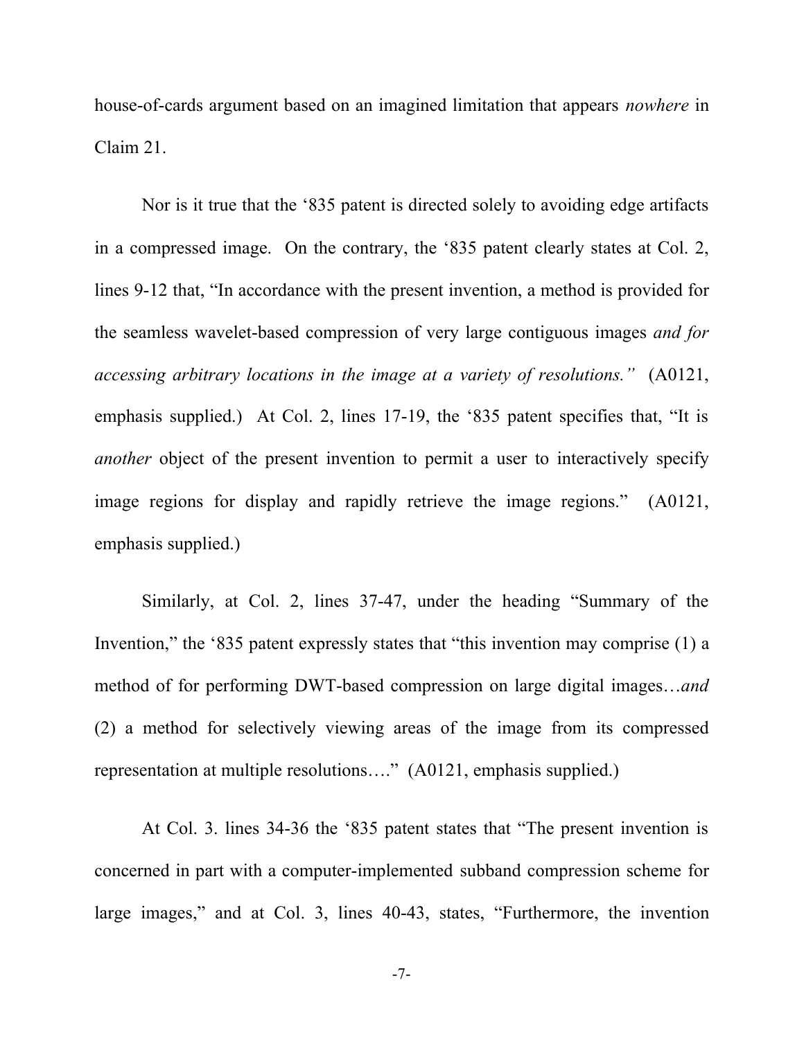house-of-cards argument based on an imagined limitation that appears *nowhere* in Claim 21.

Nor is it true that the '835 patent is directed solely to avoiding edge artifacts in a compressed image. On the contrary, the '835 patent clearly states at Col. 2, lines 9-12 that, "In accordance with the present invention, a method is provided for the seamless wavelet-based compression of very large contiguous images *and for accessing arbitrary locations in the image at a variety of resolutions."* (A0121, emphasis supplied.) At Col. 2, lines 17-19, the '835 patent specifies that, "It is *another* object of the present invention to permit a user to interactively specify image regions for display and rapidly retrieve the image regions." (A0121, emphasis supplied.)

Similarly, at Col. 2, lines 37-47, under the heading "Summary of the Invention," the '835 patent expressly states that "this invention may comprise (1) a method of for performing DWT-based compression on large digital images…*and* (2) a method for selectively viewing areas of the image from its compressed representation at multiple resolutions…." (A0121, emphasis supplied.)

At Col. 3. lines 34-36 the '835 patent states that "The present invention is concerned in part with a computer-implemented subband compression scheme for large images," and at Col. 3, lines 40-43, states, "Furthermore, the invention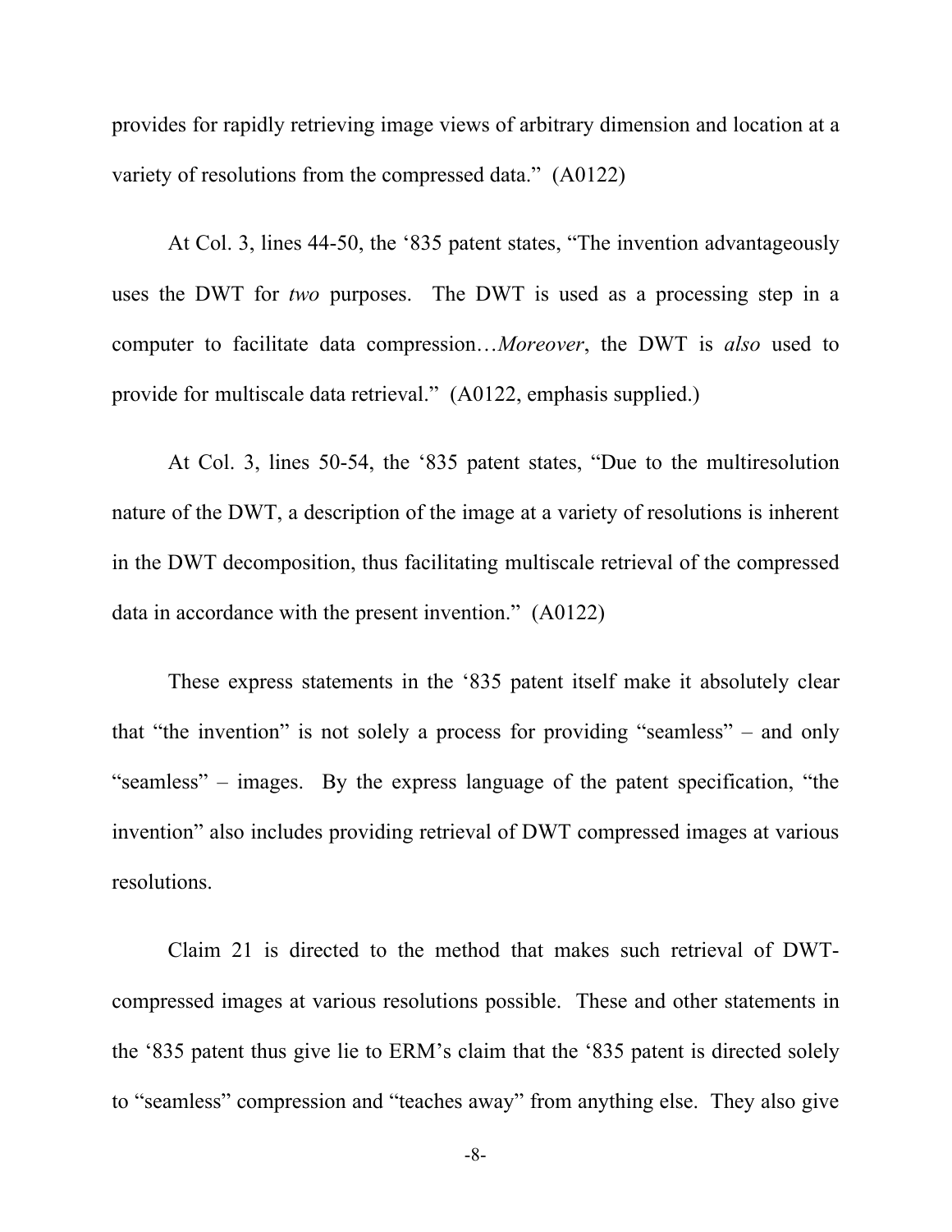provides for rapidly retrieving image views of arbitrary dimension and location at a variety of resolutions from the compressed data." (A0122)

At Col. 3, lines 44-50, the '835 patent states, "The invention advantageously uses the DWT for *two* purposes. The DWT is used as a processing step in a computer to facilitate data compression…*Moreover*, the DWT is *also* used to provide for multiscale data retrieval." (A0122, emphasis supplied.)

At Col. 3, lines 50-54, the '835 patent states, "Due to the multiresolution nature of the DWT, a description of the image at a variety of resolutions is inherent in the DWT decomposition, thus facilitating multiscale retrieval of the compressed data in accordance with the present invention." (A0122)

These express statements in the '835 patent itself make it absolutely clear that "the invention" is not solely a process for providing "seamless" – and only "seamless" – images. By the express language of the patent specification, "the invention" also includes providing retrieval of DWT compressed images at various resolutions.

Claim 21 is directed to the method that makes such retrieval of DWT-compressed images at various resolutions possible. These and other statements in the '835 patent thus give lie to ERM's claim that the '835 patent is directed solely to "seamless" compression and "teaches away" from anything else. They also give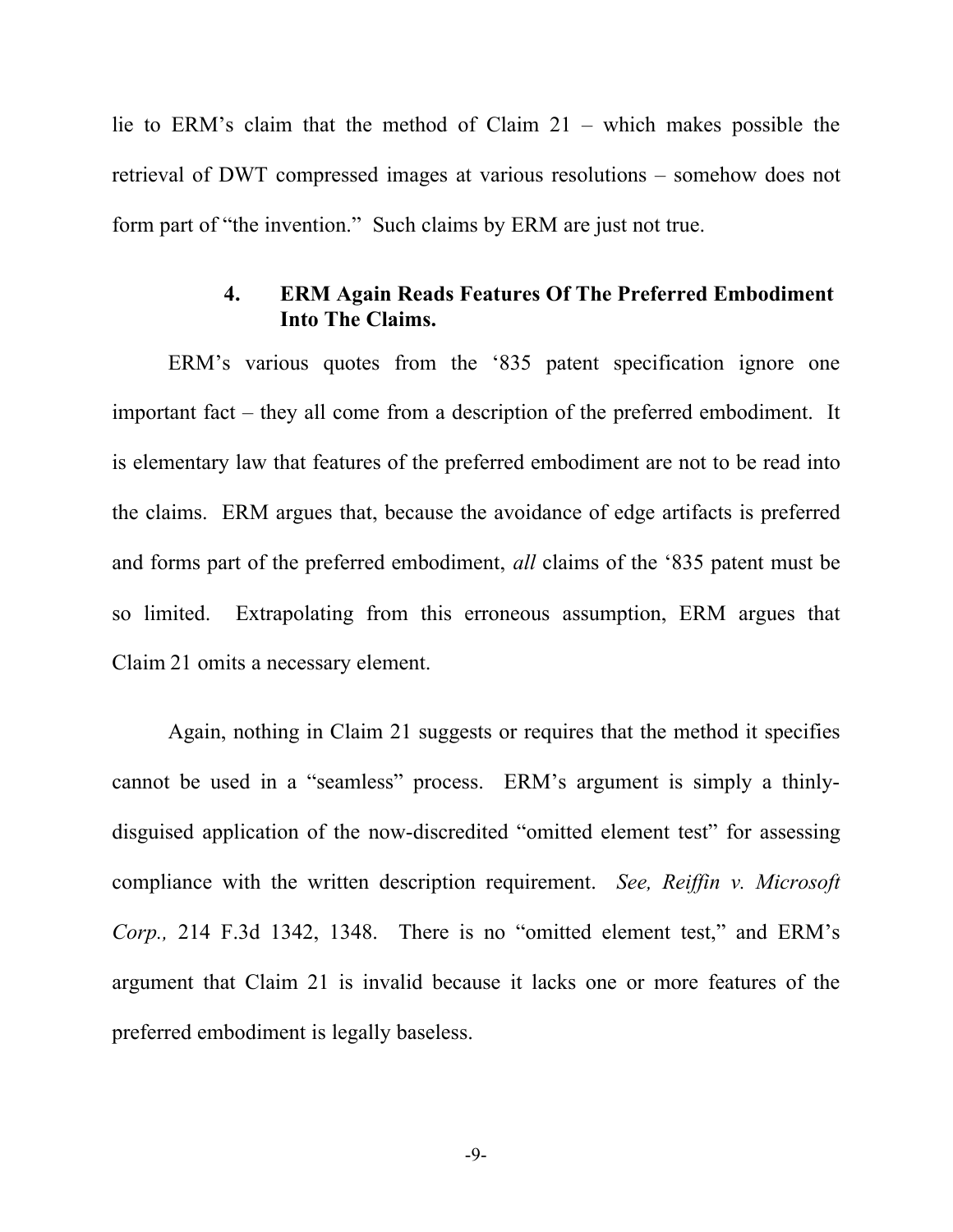lie to ERM's claim that the method of Claim 21 – which makes possible the retrieval of DWT compressed images at various resolutions – somehow does not form part of "the invention." Such claims by ERM are just not true.

#### 4. ERM Again Reads Features Of The Preferred Embodiment Into The Claims.

ERM's various quotes from the '835 patent specification ignore one important fact – they all come from a description of the preferred embodiment. It is elementary law that features of the preferred embodiment are not to be read into the claims. ERM argues that, because the avoidance of edge artifacts is preferred and forms part of the preferred embodiment, *all* claims of the '835 patent must be so limited. Extrapolating from this erroneous assumption, ERM argues that Claim 21 omits a necessary element.

Again, nothing in Claim 21 suggests or requires that the method it specifies cannot be used in a "seamless" process. ERM's argument is simply a thinly-disguised application of the now-discredited "omitted element test" for assessing compliance with the written description requirement. *See, Reiffin v. Microsoft Corp.,* 214 F.3d 1342, 1348. There is no "omitted element test," and ERM's argument that Claim 21 is invalid because it lacks one or more features of the preferred embodiment is legally baseless.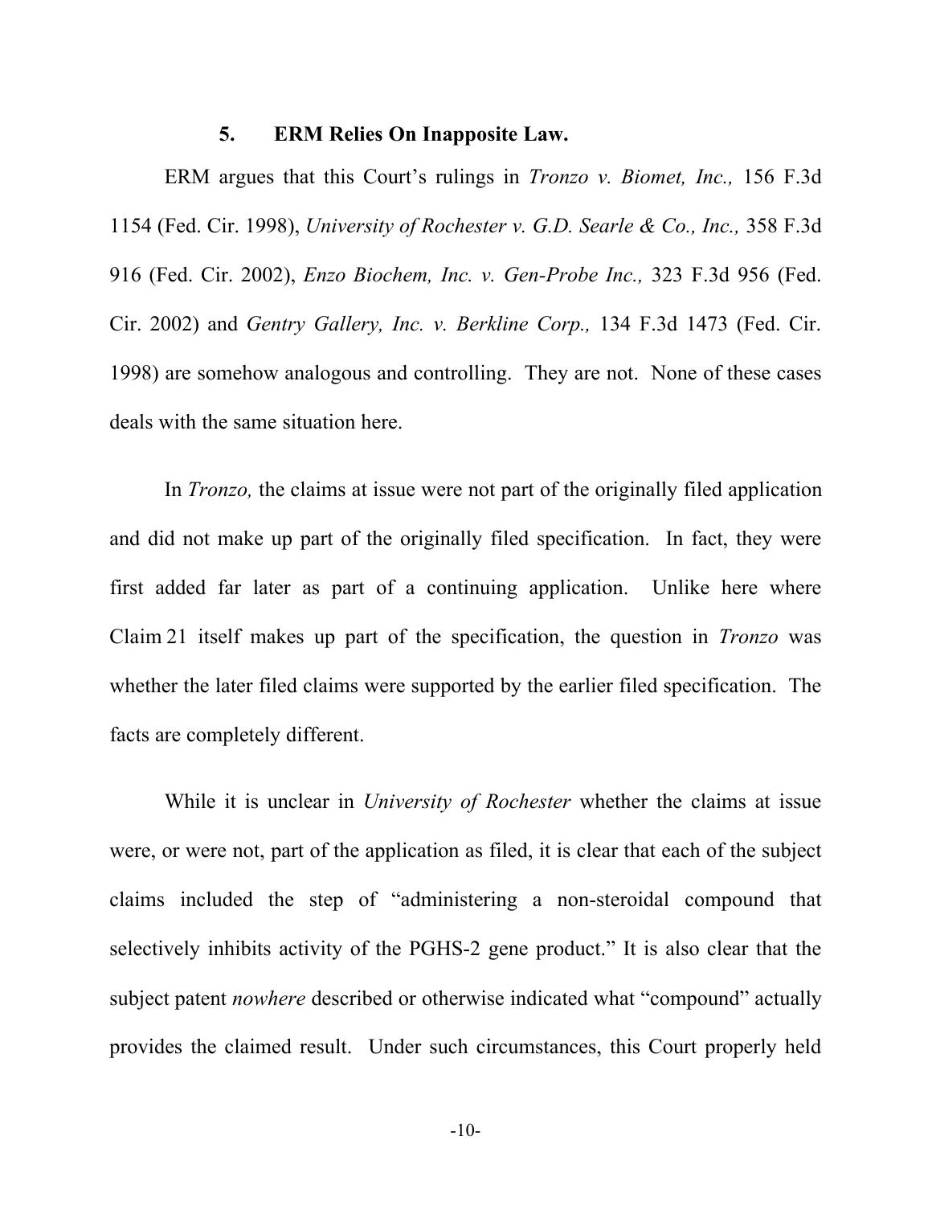### 5. ERM Relies On Inapposite Law.

ERM argues that this Court's rulings in *Tronzo v. Biomet, Inc.,* 156 F.3d 1154 (Fed. Cir. 1998), *University of Rochester v. G.D. Searle & Co., Inc.,* 358 F.3d 916 (Fed. Cir. 2002), *Enzo Biochem, Inc. v. Gen-Probe Inc.,* 323 F.3d 956 (Fed. Cir. 2002) and *Gentry Gallery, Inc. v. Berkline Corp.,* 134 F.3d 1473 (Fed. Cir. 1998) are somehow analogous and controlling. They are not. None of these cases deals with the same situation here.

In *Tronzo,* the claims at issue were not part of the originally filed application and did not make up part of the originally filed specification. In fact, they were first added far later as part of a continuing application. Unlike here where Claim 21 itself makes up part of the specification, the question in *Tronzo* was whether the later filed claims were supported by the earlier filed specification. The facts are completely different.

While it is unclear in *University of Rochester* whether the claims at issue were, or were not, part of the application as filed, it is clear that each of the subject claims included the step of "administering a non-steroidal compound that selectively inhibits activity of the PGHS-2 gene product." It is also clear that the subject patent *nowhere* described or otherwise indicated what "compound" actually provides the claimed result. Under such circumstances, this Court properly held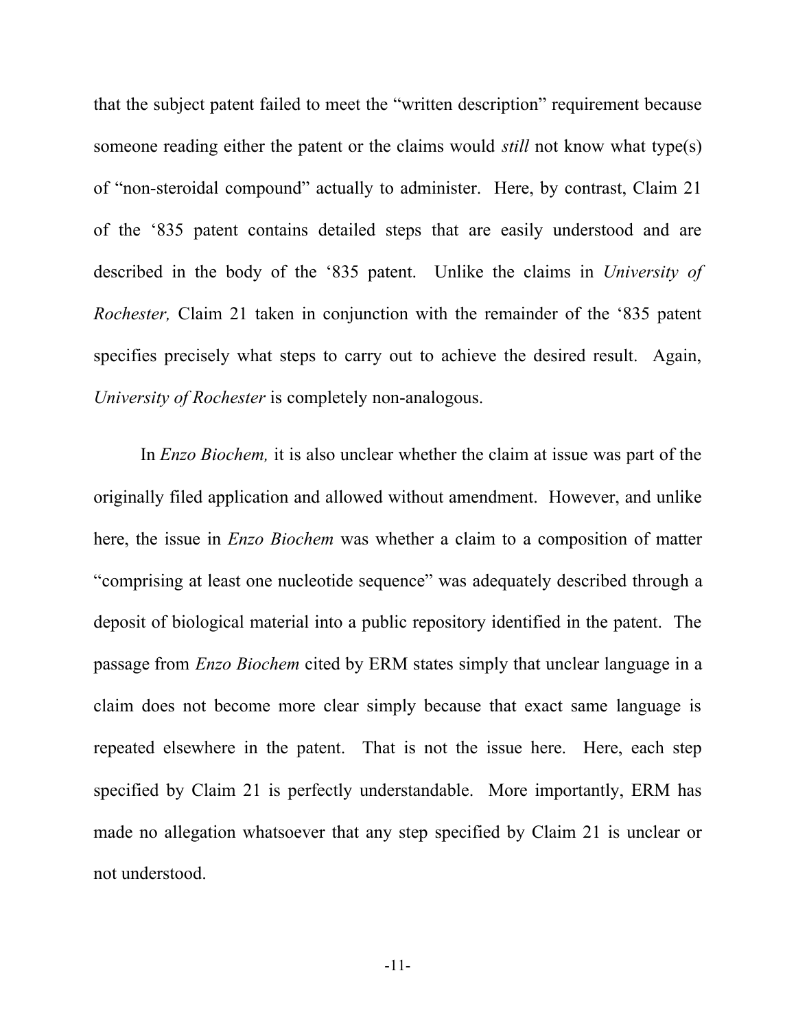that the subject patent failed to meet the "written description" requirement because someone reading either the patent or the claims would *still* not know what type(s) of "non-steroidal compound" actually to administer. Here, by contrast, Claim 21 of the '835 patent contains detailed steps that are easily understood and are described in the body of the '835 patent. Unlike the claims in *University of Rochester,* Claim 21 taken in conjunction with the remainder of the '835 patent specifies precisely what steps to carry out to achieve the desired result. Again, *University of Rochester* is completely non-analogous.

In *Enzo Biochem,* it is also unclear whether the claim at issue was part of the originally filed application and allowed without amendment. However, and unlike here, the issue in *Enzo Biochem* was whether a claim to a composition of matter "comprising at least one nucleotide sequence" was adequately described through a deposit of biological material into a public repository identified in the patent. The passage from *Enzo Biochem* cited by ERM states simply that unclear language in a claim does not become more clear simply because that exact same language is repeated elsewhere in the patent. That is not the issue here. Here, each step specified by Claim 21 is perfectly understandable. More importantly, ERM has made no allegation whatsoever that any step specified by Claim 21 is unclear or not understood.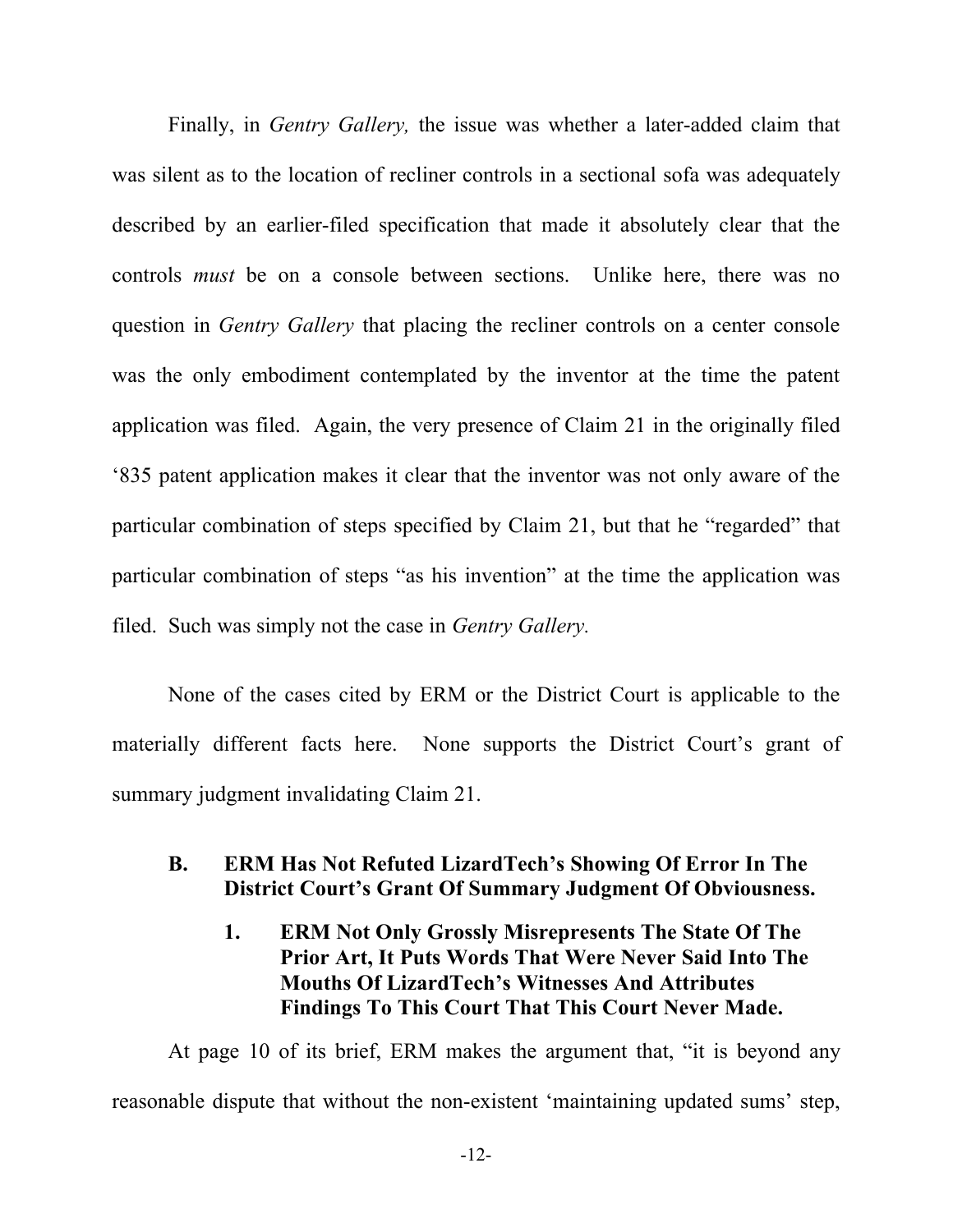Finally, in *Gentry Gallery,* the issue was whether a later-added claim that was silent as to the location of recliner controls in a sectional sofa was adequately described by an earlier-filed specification that made it absolutely clear that the controls *must* be on a console between sections. Unlike here, there was no question in *Gentry Gallery* that placing the recliner controls on a center console was the only embodiment contemplated by the inventor at the time the patent application was filed. Again, the very presence of Claim 21 in the originally filed '835 patent application makes it clear that the inventor was not only aware of the particular combination of steps specified by Claim 21, but that he "regarded" that particular combination of steps "as his invention" at the time the application was filed. Such was simply not the case in *Gentry Gallery.*

None of the cases cited by ERM or the District Court is applicable to the materially different facts here. None supports the District Court's grant of summary judgment invalidating Claim 21.

### B. ERM Has Not Refuted LizardTech's Showing Of Error In The District Court's Grant Of Summary Judgment Of Obviousness.

#### 1. ERM Not Only Grossly Misrepresents The State Of The Prior Art, It Puts Words That Were Never Said Into The Mouths Of LizardTech's Witnesses And Attributes Findings To This Court That This Court Never Made.

At page 10 of its brief, ERM makes the argument that, "it is beyond any reasonable dispute that without the non-existent 'maintaining updated sums' step,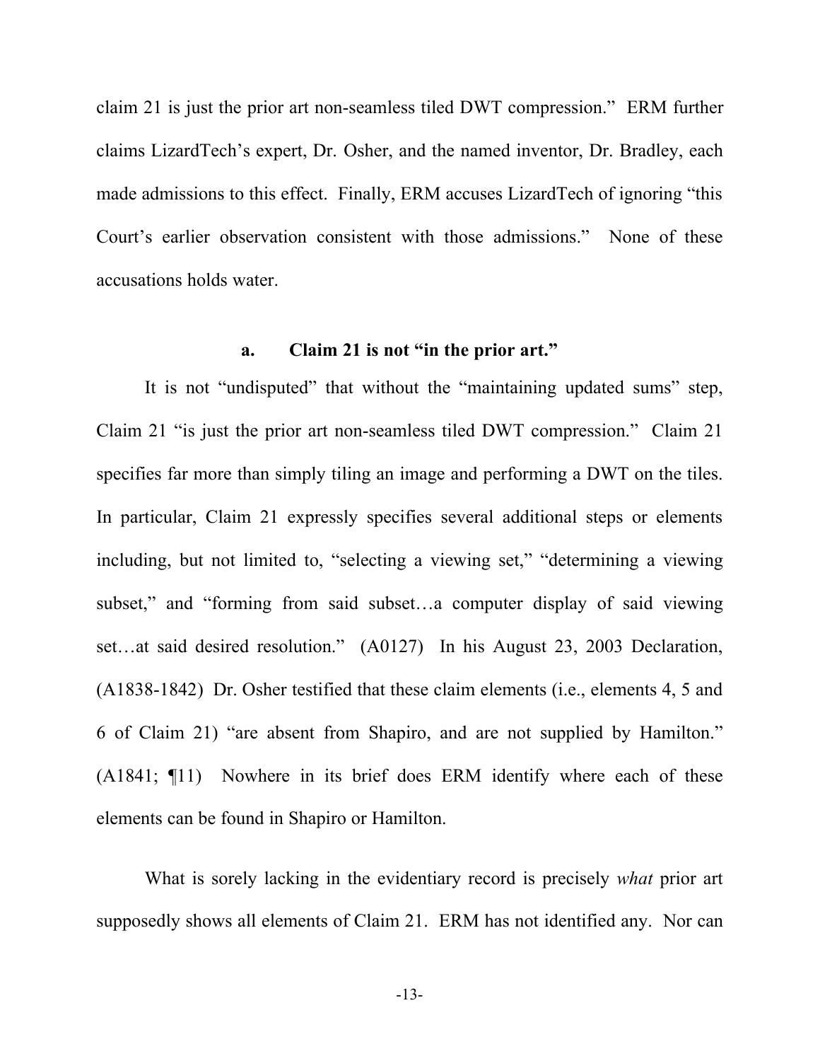claim 21 is just the prior art non-seamless tiled DWT compression." ERM further claims LizardTech's expert, Dr. Osher, and the named inventor, Dr. Bradley, each made admissions to this effect. Finally, ERM accuses LizardTech of ignoring "this Court's earlier observation consistent with those admissions." None of these accusations holds water.

#### a. Claim 21 is not "in the prior art."

It is not "undisputed" that without the "maintaining updated sums" step, Claim 21 "is just the prior art non-seamless tiled DWT compression." Claim 21 specifies far more than simply tiling an image and performing a DWT on the tiles. In particular, Claim 21 expressly specifies several additional steps or elements including, but not limited to, "selecting a viewing set," "determining a viewing subset," and "forming from said subset…a computer display of said viewing set…at said desired resolution." (A0127) In his August 23, 2003 Declaration, (A1838-1842) Dr. Osher testified that these claim elements (i.e., elements 4, 5 and 6 of Claim 21) "are absent from Shapiro, and are not supplied by Hamilton." (A1841; ¶11) Nowhere in its brief does ERM identify where each of these elements can be found in Shapiro or Hamilton.

What is sorely lacking in the evidentiary record is precisely *what* prior art supposedly shows all elements of Claim 21. ERM has not identified any. Nor can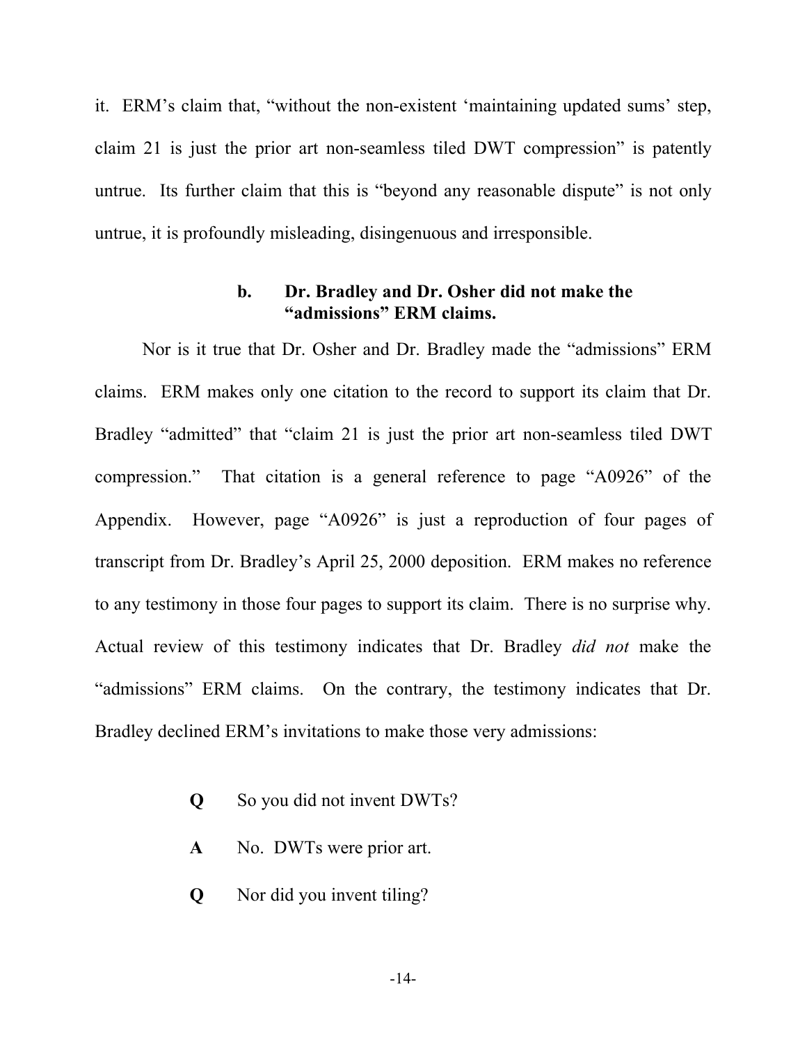it. ERM's claim that, "without the non-existent 'maintaining updated sums' step, claim 21 is just the prior art non-seamless tiled DWT compression" is patently untrue. Its further claim that this is "beyond any reasonable dispute" is not only untrue, it is profoundly misleading, disingenuous and irresponsible.

### b. Dr. Bradley and Dr. Osher did not make the "admissions" ERM claims.

Nor is it true that Dr. Osher and Dr. Bradley made the "admissions" ERM claims. ERM makes only one citation to the record to support its claim that Dr. Bradley "admitted" that "claim 21 is just the prior art non-seamless tiled DWT compression." That citation is a general reference to page "A0926" of the Appendix. However, page "A0926" is just a reproduction of four pages of transcript from Dr. Bradley's April 25, 2000 deposition. ERM makes no reference to any testimony in those four pages to support its claim. There is no surprise why. Actual review of this testimony indicates that Dr. Bradley *did not* make the "admissions" ERM claims. On the contrary, the testimony indicates that Dr. Bradley declined ERM's invitations to make those very admissions:

> **Q** So you did not invent DWTs?
>
> **A** No. DWTs were prior art.
>
> **Q** Nor did you invent tiling?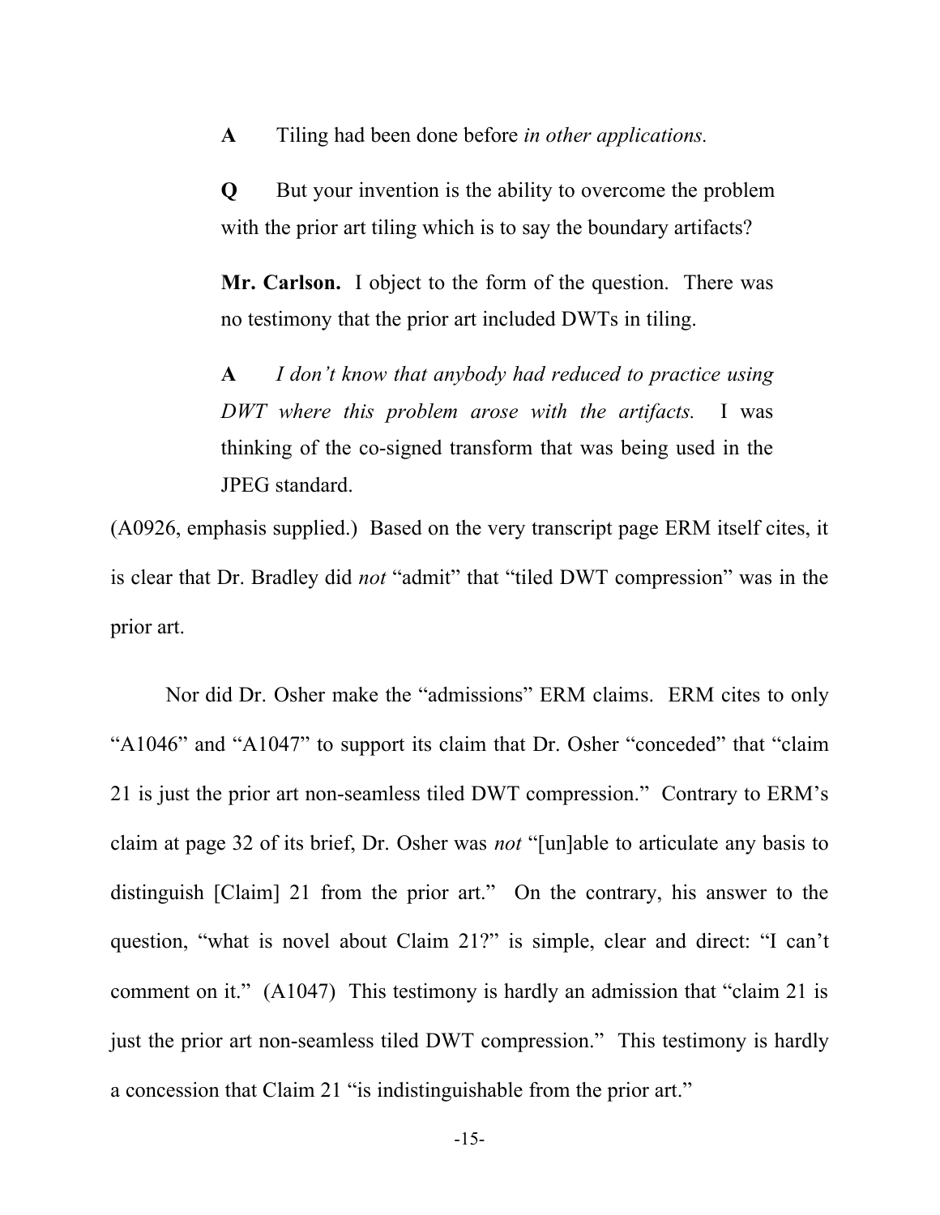> **A** Tiling had been done before *in other applications.*
>
> **Q** But your invention is the ability to overcome the problem with the prior art tiling which is to say the boundary artifacts?
>
> **Mr. Carlson.** I object to the form of the question. There was no testimony that the prior art included DWTs in tiling.
>
> **A** *I don't know that anybody had reduced to practice using DWT where this problem arose with the artifacts.* I was thinking of the co-signed transform that was being used in the JPEG standard.

(A0926, emphasis supplied.) Based on the very transcript page ERM itself cites, it is clear that Dr. Bradley did *not* "admit" that "tiled DWT compression" was in the prior art.

Nor did Dr. Osher make the "admissions" ERM claims. ERM cites to only "A1046" and "A1047" to support its claim that Dr. Osher "conceded" that "claim 21 is just the prior art non-seamless tiled DWT compression." Contrary to ERM's claim at page 32 of its brief, Dr. Osher was *not* "[un]able to articulate any basis to distinguish [Claim] 21 from the prior art." On the contrary, his answer to the question, "what is novel about Claim 21?" is simple, clear and direct: "I can't comment on it." (A1047) This testimony is hardly an admission that "claim 21 is just the prior art non-seamless tiled DWT compression." This testimony is hardly a concession that Claim 21 "is indistinguishable from the prior art."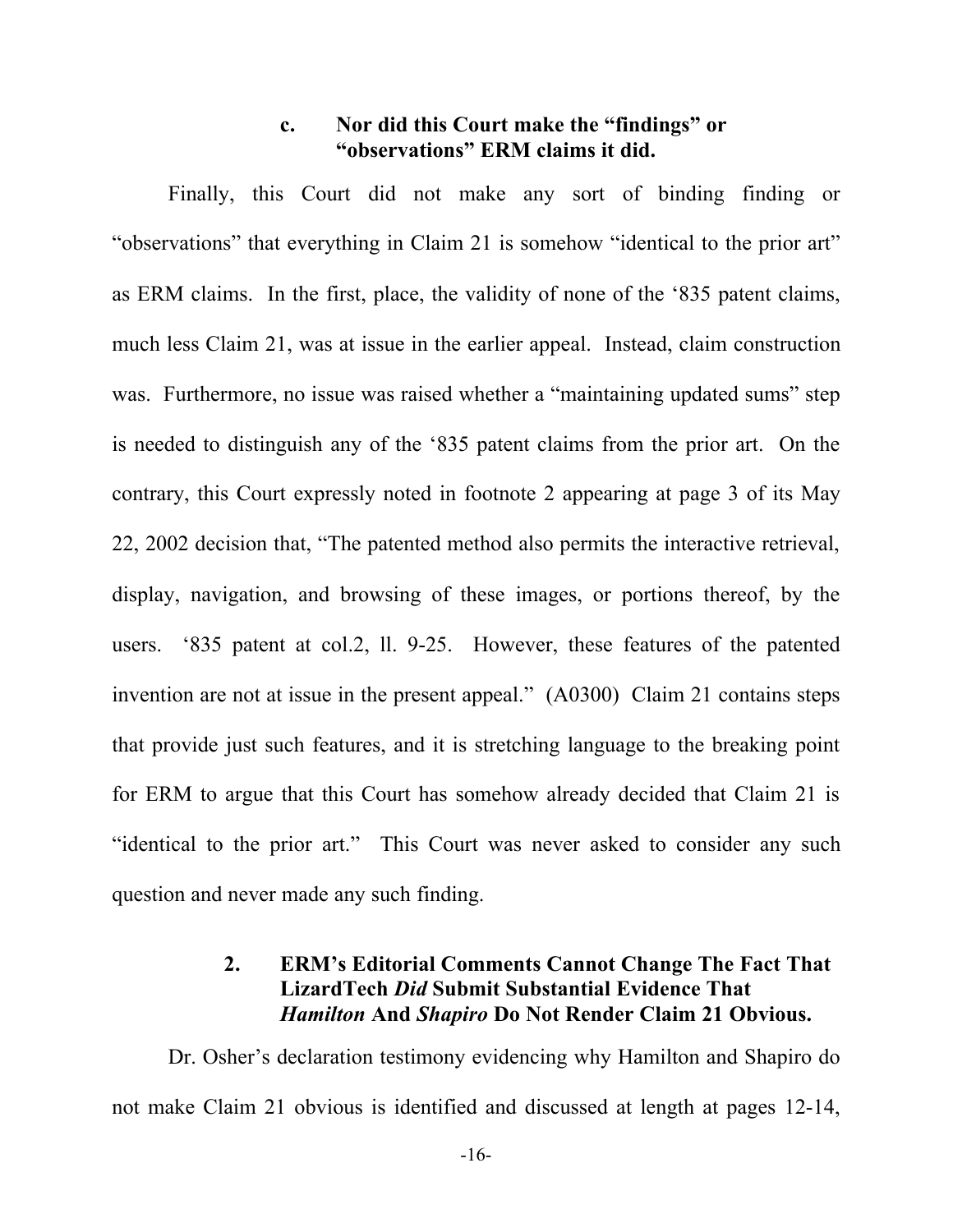### c. Nor did this Court make the "findings" or "observations" ERM claims it did.

Finally, this Court did not make any sort of binding finding or "observations" that everything in Claim 21 is somehow "identical to the prior art" as ERM claims. In the first, place, the validity of none of the '835 patent claims, much less Claim 21, was at issue in the earlier appeal. Instead, claim construction was. Furthermore, no issue was raised whether a "maintaining updated sums" step is needed to distinguish any of the '835 patent claims from the prior art. On the contrary, this Court expressly noted in footnote 2 appearing at page 3 of its May 22, 2002 decision that, "The patented method also permits the interactive retrieval, display, navigation, and browsing of these images, or portions thereof, by the users. '835 patent at col.2, ll. 9-25. However, these features of the patented invention are not at issue in the present appeal." (A0300) Claim 21 contains steps that provide just such features, and it is stretching language to the breaking point for ERM to argue that this Court has somehow already decided that Claim 21 is "identical to the prior art." This Court was never asked to consider any such question and never made any such finding.

### 2. ERM's Editorial Comments Cannot Change The Fact That LizardTech *Did* Submit Substantial Evidence That *Hamilton* And *Shapiro* Do Not Render Claim 21 Obvious.

Dr. Osher's declaration testimony evidencing why Hamilton and Shapiro do not make Claim 21 obvious is identified and discussed at length at pages 12-14,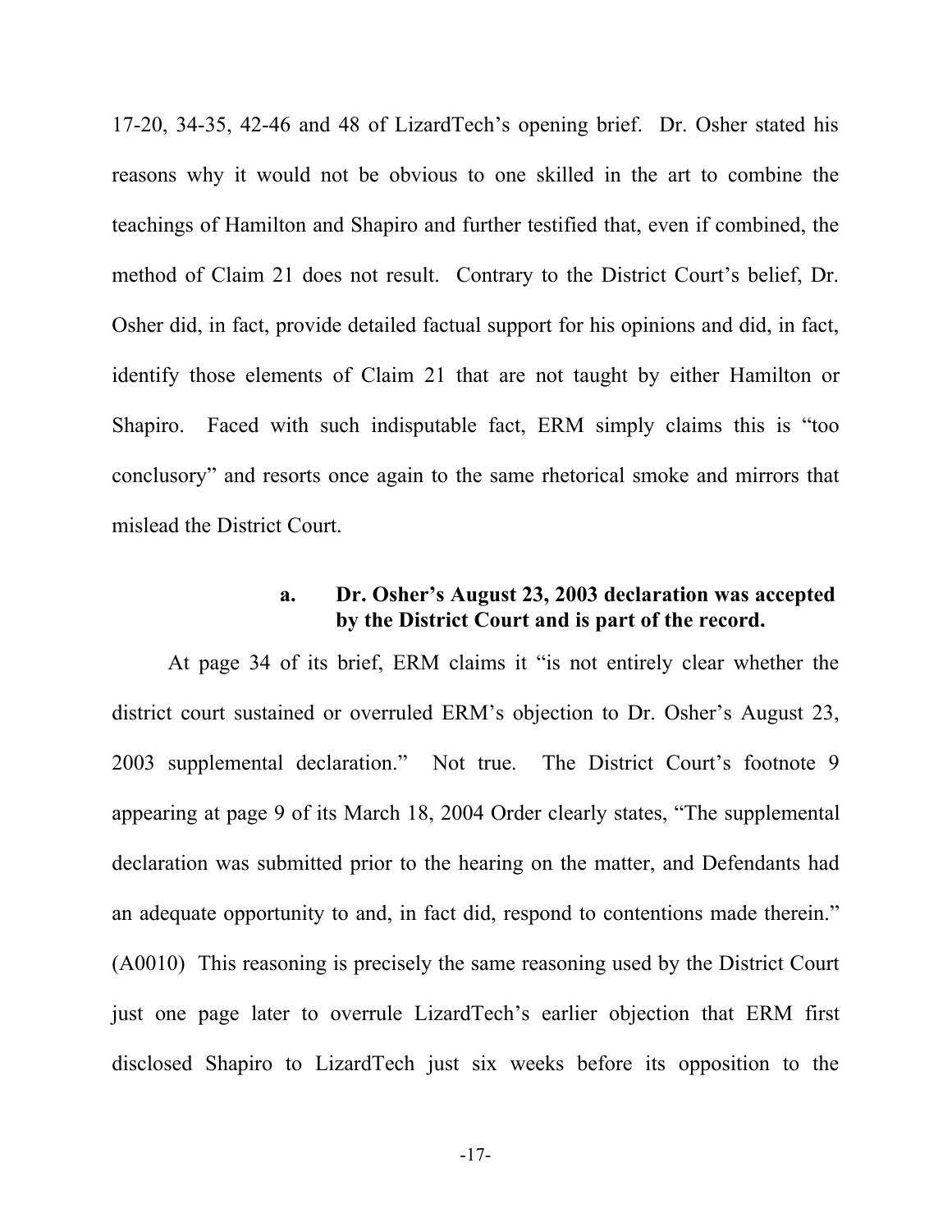17-20, 34-35, 42-46 and 48 of LizardTech's opening brief. Dr. Osher stated his reasons why it would not be obvious to one skilled in the art to combine the teachings of Hamilton and Shapiro and further testified that, even if combined, the method of Claim 21 does not result. Contrary to the District Court's belief, Dr. Osher did, in fact, provide detailed factual support for his opinions and did, in fact, identify those elements of Claim 21 that are not taught by either Hamilton or Shapiro. Faced with such indisputable fact, ERM simply claims this is "too conclusory" and resorts once again to the same rhetorical smoke and mirrors that mislead the District Court.

#### a. Dr. Osher's August 23, 2003 declaration was accepted by the District Court and is part of the record.

At page 34 of its brief, ERM claims it "is not entirely clear whether the district court sustained or overruled ERM's objection to Dr. Osher's August 23, 2003 supplemental declaration." Not true. The District Court's footnote 9 appearing at page 9 of its March 18, 2004 Order clearly states, "The supplemental declaration was submitted prior to the hearing on the matter, and Defendants had an adequate opportunity to and, in fact did, respond to contentions made therein." (A0010) This reasoning is precisely the same reasoning used by the District Court just one page later to overrule LizardTech's earlier objection that ERM first disclosed Shapiro to LizardTech just six weeks before its opposition to the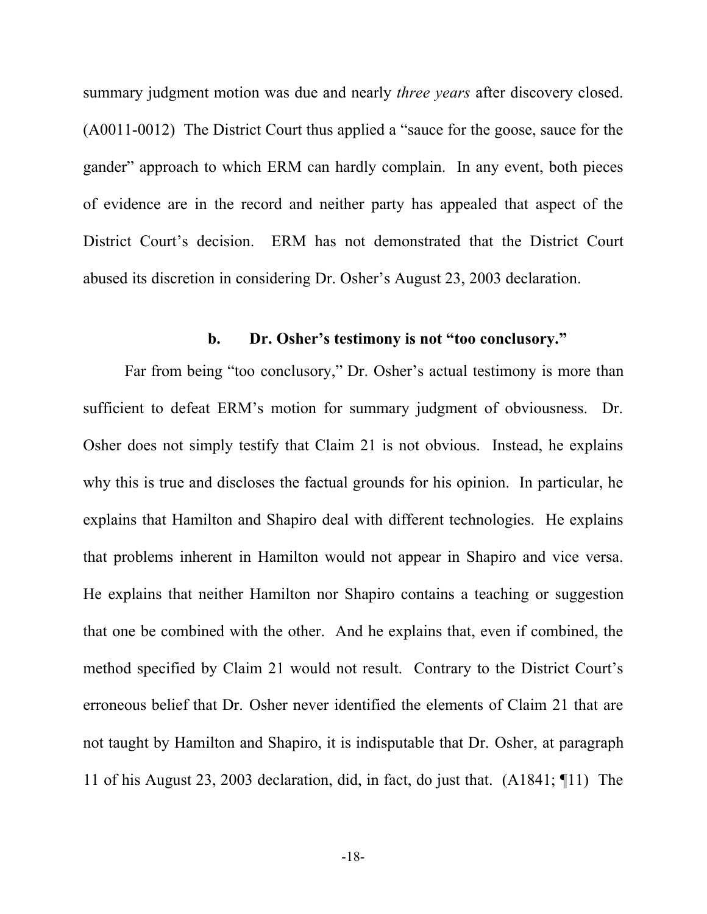summary judgment motion was due and nearly *three years* after discovery closed. (A0011-0012) The District Court thus applied a "sauce for the goose, sauce for the gander" approach to which ERM can hardly complain. In any event, both pieces of evidence are in the record and neither party has appealed that aspect of the District Court's decision. ERM has not demonstrated that the District Court abused its discretion in considering Dr. Osher's August 23, 2003 declaration.

**b. Dr. Osher's testimony is not "too conclusory."**

Far from being "too conclusory," Dr. Osher's actual testimony is more than sufficient to defeat ERM's motion for summary judgment of obviousness. Dr. Osher does not simply testify that Claim 21 is not obvious. Instead, he explains why this is true and discloses the factual grounds for his opinion. In particular, he explains that Hamilton and Shapiro deal with different technologies. He explains that problems inherent in Hamilton would not appear in Shapiro and vice versa. He explains that neither Hamilton nor Shapiro contains a teaching or suggestion that one be combined with the other. And he explains that, even if combined, the method specified by Claim 21 would not result. Contrary to the District Court's erroneous belief that Dr. Osher never identified the elements of Claim 21 that are not taught by Hamilton and Shapiro, it is indisputable that Dr. Osher, at paragraph 11 of his August 23, 2003 declaration, did, in fact, do just that. (A1841; ¶11) The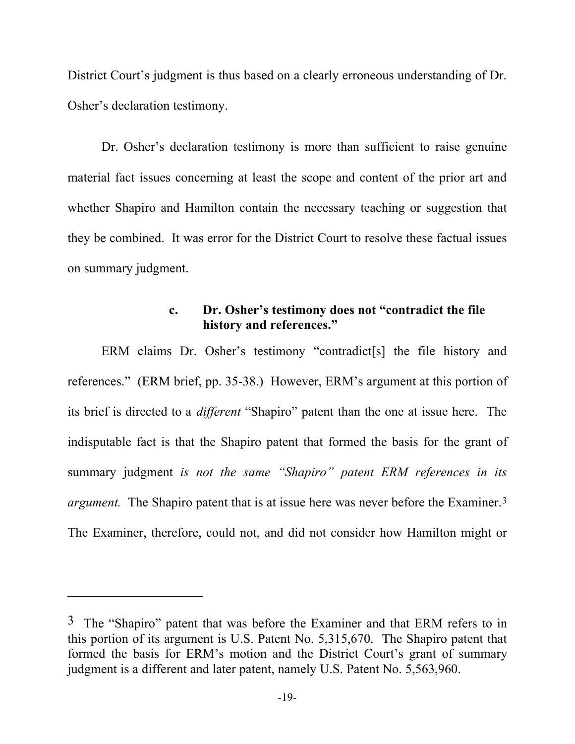District Court's judgment is thus based on a clearly erroneous understanding of Dr. Osher's declaration testimony.

Dr. Osher's declaration testimony is more than sufficient to raise genuine material fact issues concerning at least the scope and content of the prior art and whether Shapiro and Hamilton contain the necessary teaching or suggestion that they be combined. It was error for the District Court to resolve these factual issues on summary judgment.

#### c. Dr. Osher's testimony does not "contradict the file history and references."

ERM claims Dr. Osher's testimony "contradict[s] the file history and references." (ERM brief, pp. 35-38.) However, ERM's argument at this portion of its brief is directed to a *different* "Shapiro" patent than the one at issue here. The indisputable fact is that the Shapiro patent that formed the basis for the grant of summary judgment *is not the same "Shapiro" patent ERM references in its argument.* The Shapiro patent that is at issue here was never before the Examiner.[3] The Examiner, therefore, could not, and did not consider how Hamilton might or

---

[3] The "Shapiro" patent that was before the Examiner and that ERM refers to in this portion of its argument is U.S. Patent No. 5,315,670. The Shapiro patent that formed the basis for ERM's motion and the District Court's grant of summary judgment is a different and later patent, namely U.S. Patent No. 5,563,960.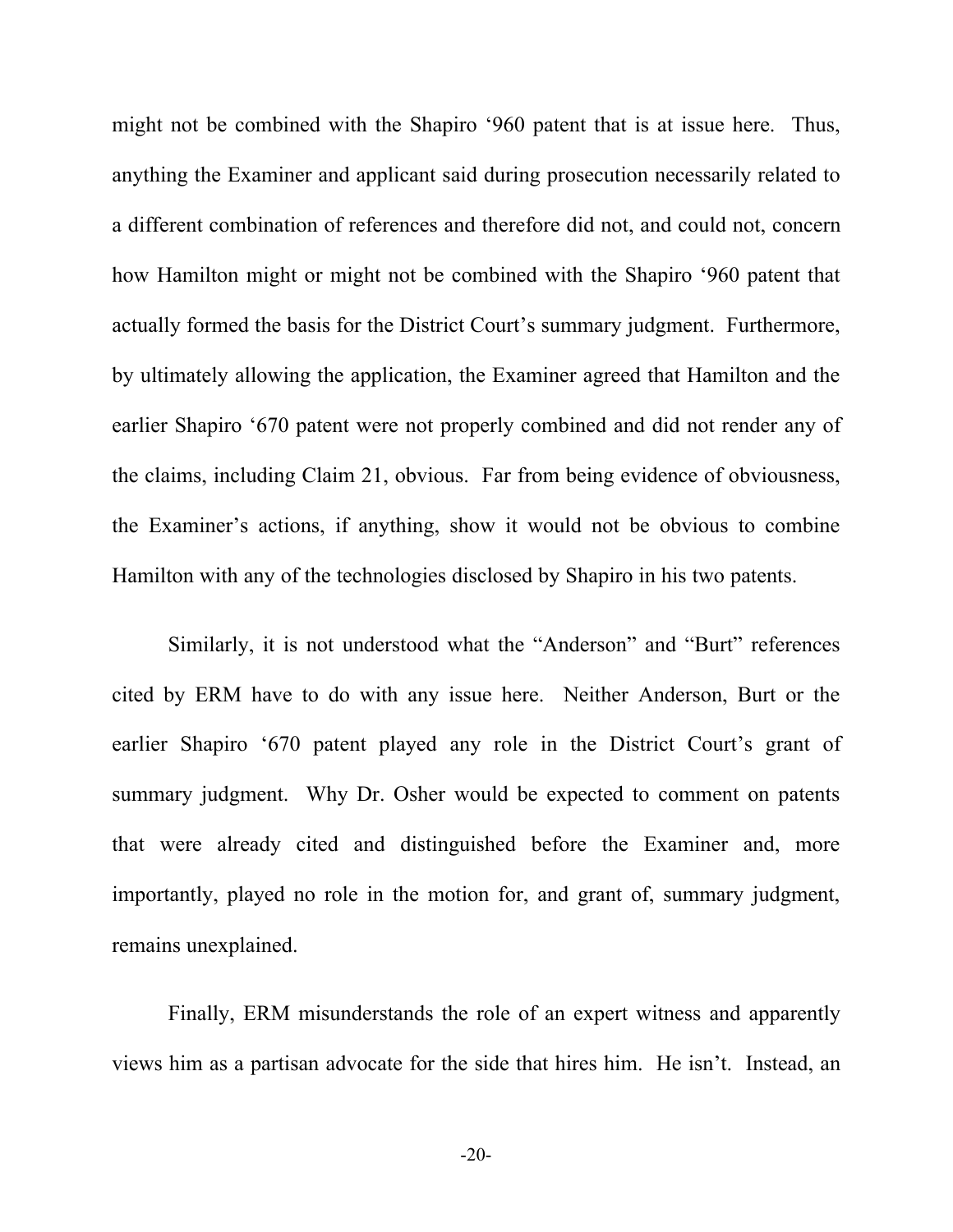might not be combined with the Shapiro '960 patent that is at issue here. Thus, anything the Examiner and applicant said during prosecution necessarily related to a different combination of references and therefore did not, and could not, concern how Hamilton might or might not be combined with the Shapiro '960 patent that actually formed the basis for the District Court's summary judgment. Furthermore, by ultimately allowing the application, the Examiner agreed that Hamilton and the earlier Shapiro '670 patent were not properly combined and did not render any of the claims, including Claim 21, obvious. Far from being evidence of obviousness, the Examiner's actions, if anything, show it would not be obvious to combine Hamilton with any of the technologies disclosed by Shapiro in his two patents.

Similarly, it is not understood what the "Anderson" and "Burt" references cited by ERM have to do with any issue here. Neither Anderson, Burt or the earlier Shapiro '670 patent played any role in the District Court's grant of summary judgment. Why Dr. Osher would be expected to comment on patents that were already cited and distinguished before the Examiner and, more importantly, played no role in the motion for, and grant of, summary judgment, remains unexplained.

Finally, ERM misunderstands the role of an expert witness and apparently views him as a partisan advocate for the side that hires him. He isn't. Instead, an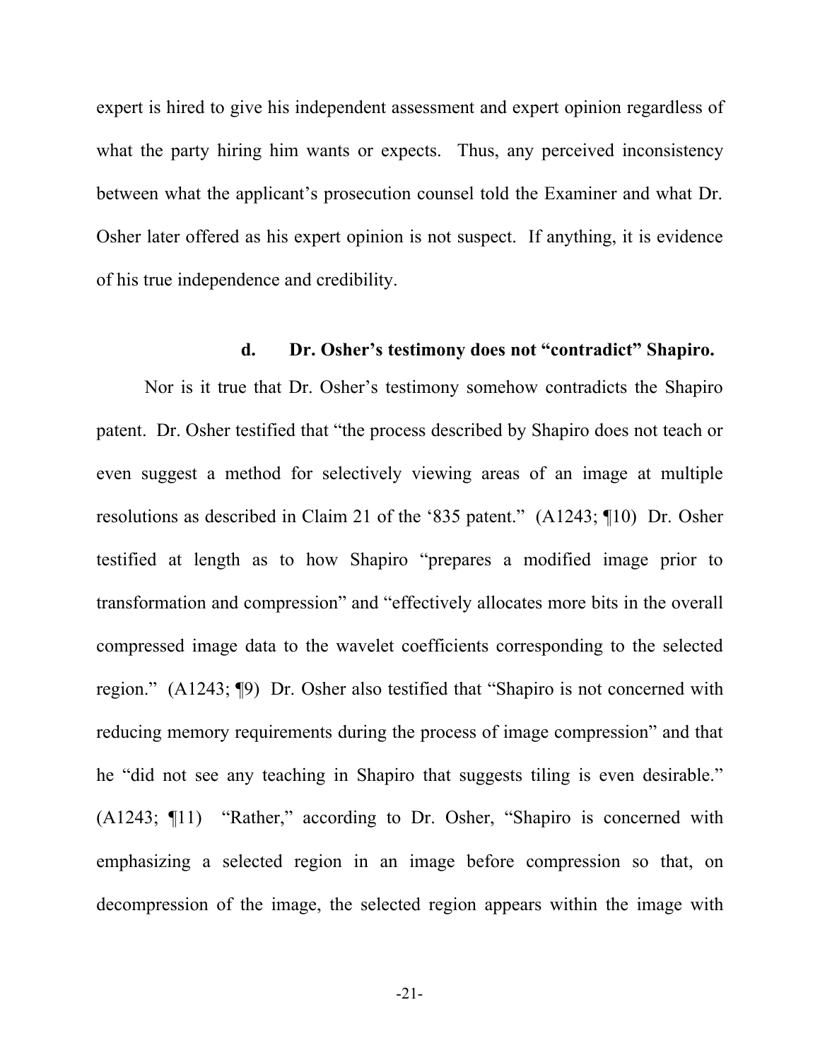expert is hired to give his independent assessment and expert opinion regardless of what the party hiring him wants or expects. Thus, any perceived inconsistency between what the applicant's prosecution counsel told the Examiner and what Dr. Osher later offered as his expert opinion is not suspect. If anything, it is evidence of his true independence and credibility.

#### d. Dr. Osher's testimony does not "contradict" Shapiro.

Nor is it true that Dr. Osher's testimony somehow contradicts the Shapiro patent. Dr. Osher testified that "the process described by Shapiro does not teach or even suggest a method for selectively viewing areas of an image at multiple resolutions as described in Claim 21 of the '835 patent." (A1243; ¶10) Dr. Osher testified at length as to how Shapiro "prepares a modified image prior to transformation and compression" and "effectively allocates more bits in the overall compressed image data to the wavelet coefficients corresponding to the selected region." (A1243; ¶9) Dr. Osher also testified that "Shapiro is not concerned with reducing memory requirements during the process of image compression" and that he "did not see any teaching in Shapiro that suggests tiling is even desirable." (A1243; ¶11) "Rather," according to Dr. Osher, "Shapiro is concerned with emphasizing a selected region in an image before compression so that, on decompression of the image, the selected region appears within the image with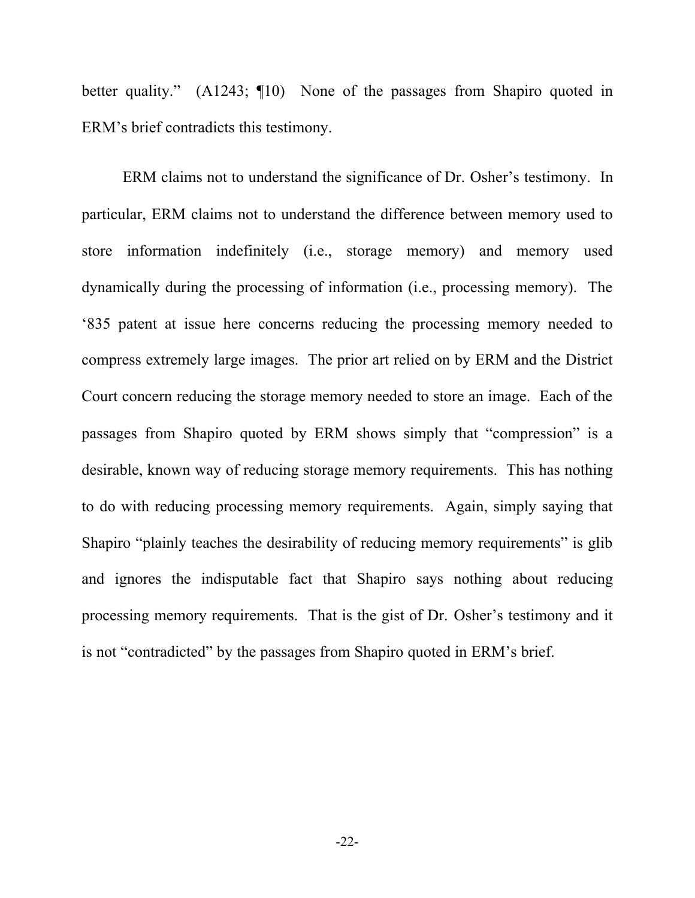better quality." (A1243; ¶10) None of the passages from Shapiro quoted in ERM's brief contradicts this testimony.

ERM claims not to understand the significance of Dr. Osher's testimony. In particular, ERM claims not to understand the difference between memory used to store information indefinitely (i.e., storage memory) and memory used dynamically during the processing of information (i.e., processing memory). The '835 patent at issue here concerns reducing the processing memory needed to compress extremely large images. The prior art relied on by ERM and the District Court concern reducing the storage memory needed to store an image. Each of the passages from Shapiro quoted by ERM shows simply that "compression" is a desirable, known way of reducing storage memory requirements. This has nothing to do with reducing processing memory requirements. Again, simply saying that Shapiro "plainly teaches the desirability of reducing memory requirements" is glib and ignores the indisputable fact that Shapiro says nothing about reducing processing memory requirements. That is the gist of Dr. Osher's testimony and it is not "contradicted" by the passages from Shapiro quoted in ERM's brief.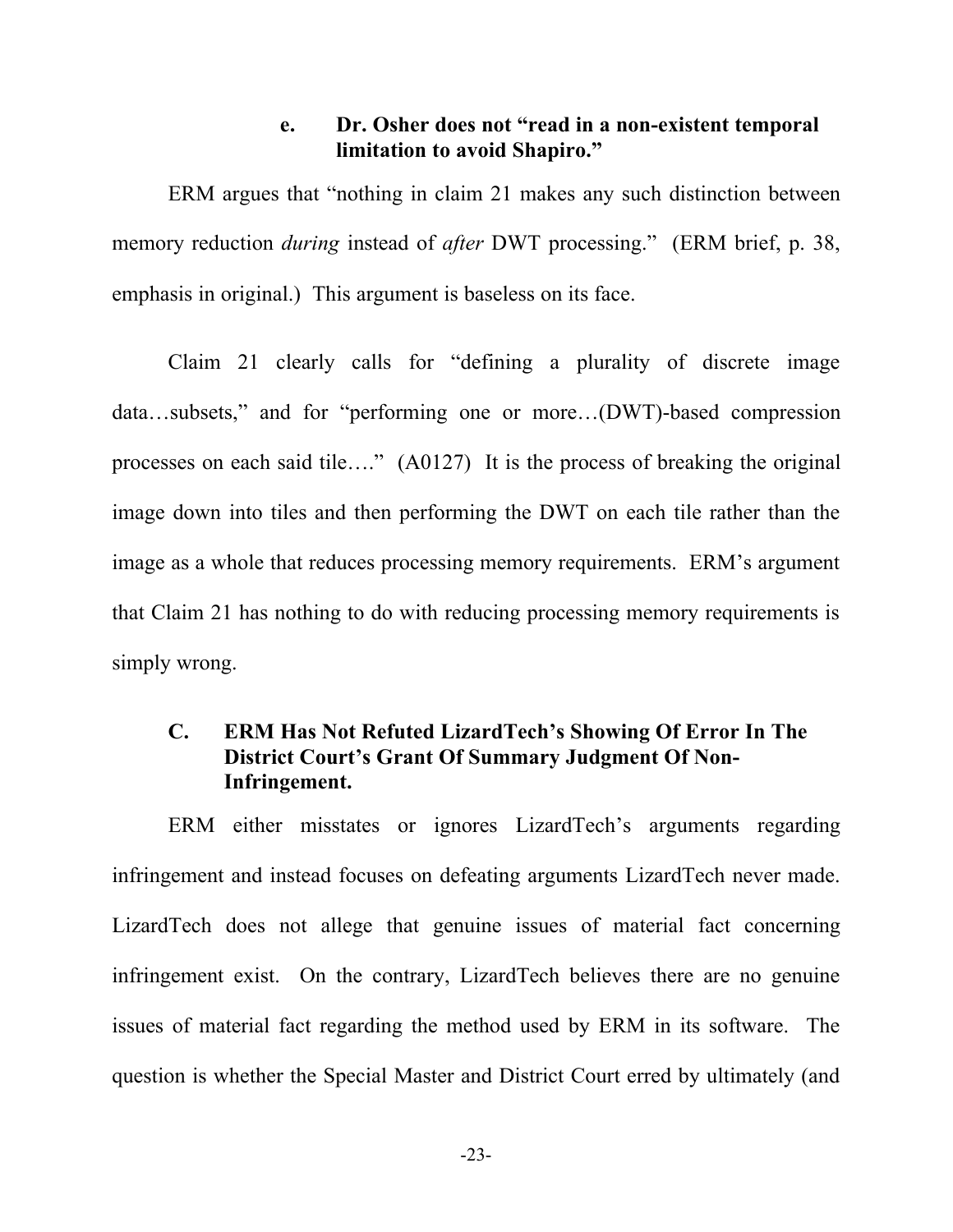#### e. Dr. Osher does not "read in a non-existent temporal limitation to avoid Shapiro."

ERM argues that "nothing in claim 21 makes any such distinction between memory reduction *during* instead of *after* DWT processing." (ERM brief, p. 38, emphasis in original.) This argument is baseless on its face.

Claim 21 clearly calls for "defining a plurality of discrete image data…subsets," and for "performing one or more…(DWT)-based compression processes on each said tile…." (A0127) It is the process of breaking the original image down into tiles and then performing the DWT on each tile rather than the image as a whole that reduces processing memory requirements. ERM's argument that Claim 21 has nothing to do with reducing processing memory requirements is simply wrong.

### C. ERM Has Not Refuted LizardTech's Showing Of Error In The District Court's Grant Of Summary Judgment Of Non-Infringement.

ERM either misstates or ignores LizardTech's arguments regarding infringement and instead focuses on defeating arguments LizardTech never made. LizardTech does not allege that genuine issues of material fact concerning infringement exist. On the contrary, LizardTech believes there are no genuine issues of material fact regarding the method used by ERM in its software. The question is whether the Special Master and District Court erred by ultimately (and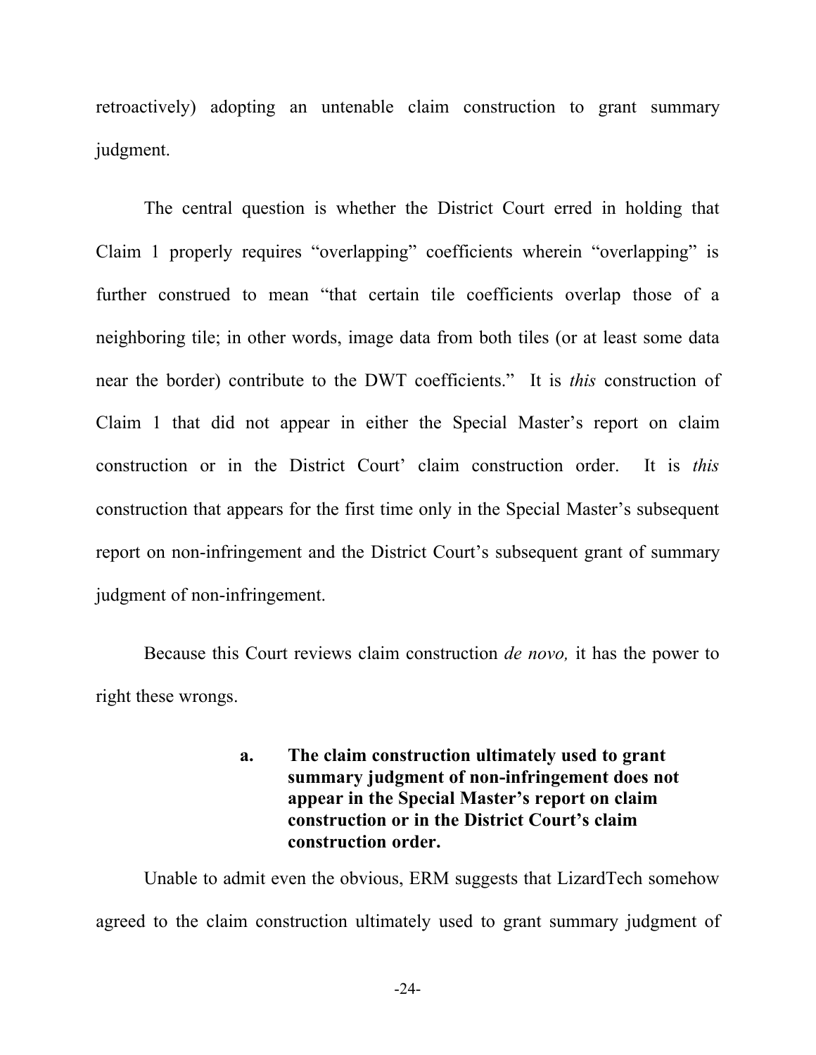retroactively) adopting an untenable claim construction to grant summary judgment.

The central question is whether the District Court erred in holding that Claim 1 properly requires "overlapping" coefficients wherein "overlapping" is further construed to mean "that certain tile coefficients overlap those of a neighboring tile; in other words, image data from both tiles (or at least some data near the border) contribute to the DWT coefficients." It is *this* construction of Claim 1 that did not appear in either the Special Master's report on claim construction or in the District Court' claim construction order. It is *this* construction that appears for the first time only in the Special Master's subsequent report on non-infringement and the District Court's subsequent grant of summary judgment of non-infringement.

Because this Court reviews claim construction *de novo,* it has the power to right these wrongs.

**a. The claim construction ultimately used to grant summary judgment of non-infringement does not appear in the Special Master's report on claim construction or in the District Court's claim construction order.**

Unable to admit even the obvious, ERM suggests that LizardTech somehow agreed to the claim construction ultimately used to grant summary judgment of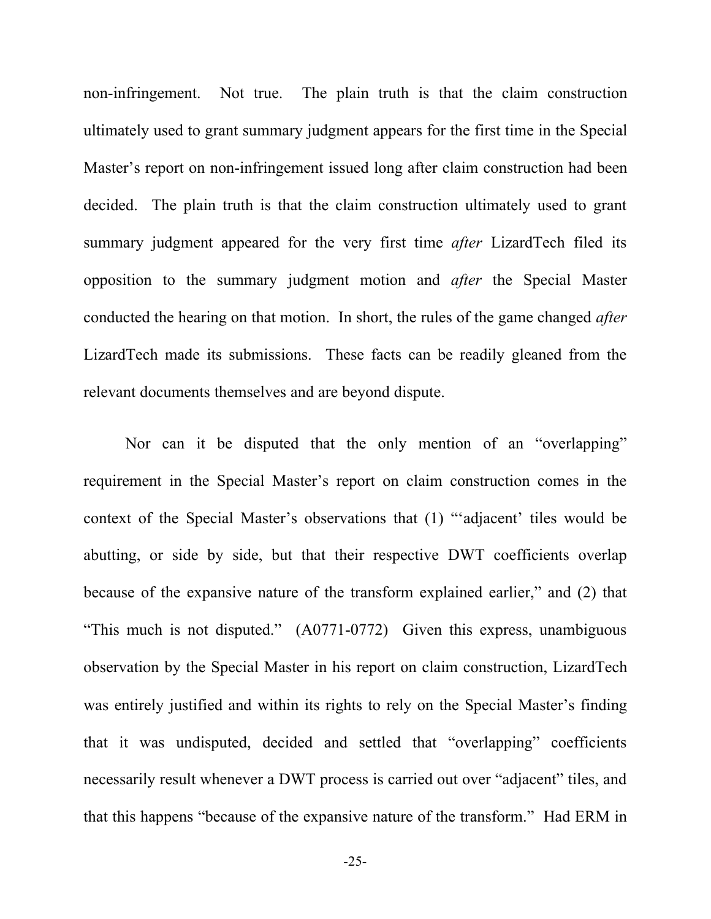non-infringement. Not true. The plain truth is that the claim construction ultimately used to grant summary judgment appears for the first time in the Special Master's report on non-infringement issued long after claim construction had been decided. The plain truth is that the claim construction ultimately used to grant summary judgment appeared for the very first time *after* LizardTech filed its opposition to the summary judgment motion and *after* the Special Master conducted the hearing on that motion. In short, the rules of the game changed *after* LizardTech made its submissions. These facts can be readily gleaned from the relevant documents themselves and are beyond dispute.

Nor can it be disputed that the only mention of an "overlapping" requirement in the Special Master's report on claim construction comes in the context of the Special Master's observations that (1) "'adjacent' tiles would be abutting, or side by side, but that their respective DWT coefficients overlap because of the expansive nature of the transform explained earlier," and (2) that "This much is not disputed." (A0771-0772) Given this express, unambiguous observation by the Special Master in his report on claim construction, LizardTech was entirely justified and within its rights to rely on the Special Master's finding that it was undisputed, decided and settled that "overlapping" coefficients necessarily result whenever a DWT process is carried out over "adjacent" tiles, and that this happens "because of the expansive nature of the transform." Had ERM in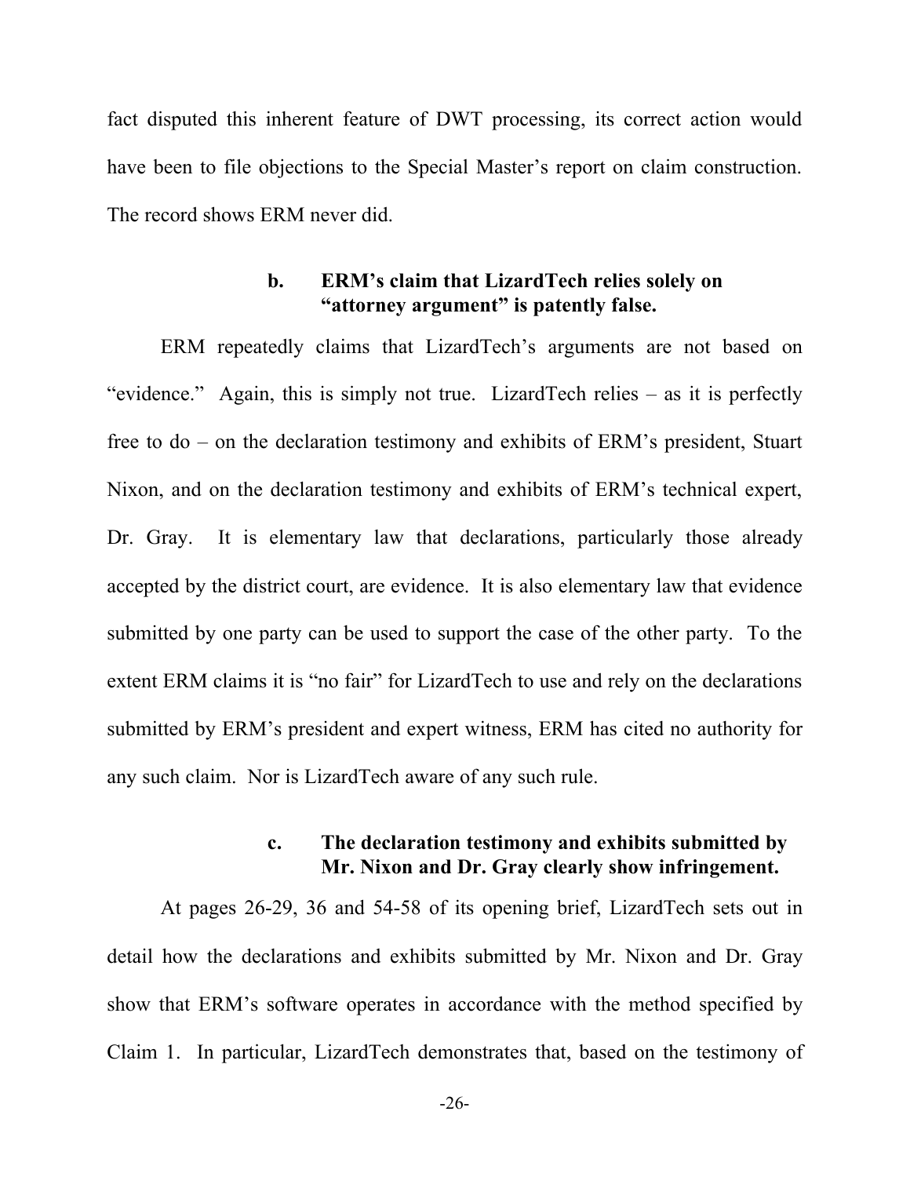fact disputed this inherent feature of DWT processing, its correct action would have been to file objections to the Special Master's report on claim construction. The record shows ERM never did.

#### b. ERM's claim that LizardTech relies solely on "attorney argument" is patently false.

ERM repeatedly claims that LizardTech's arguments are not based on "evidence." Again, this is simply not true. LizardTech relies – as it is perfectly free to do – on the declaration testimony and exhibits of ERM's president, Stuart Nixon, and on the declaration testimony and exhibits of ERM's technical expert, Dr. Gray. It is elementary law that declarations, particularly those already accepted by the district court, are evidence. It is also elementary law that evidence submitted by one party can be used to support the case of the other party. To the extent ERM claims it is "no fair" for LizardTech to use and rely on the declarations submitted by ERM's president and expert witness, ERM has cited no authority for any such claim. Nor is LizardTech aware of any such rule.

#### c. The declaration testimony and exhibits submitted by Mr. Nixon and Dr. Gray clearly show infringement.

At pages 26-29, 36 and 54-58 of its opening brief, LizardTech sets out in detail how the declarations and exhibits submitted by Mr. Nixon and Dr. Gray show that ERM's software operates in accordance with the method specified by Claim 1. In particular, LizardTech demonstrates that, based on the testimony of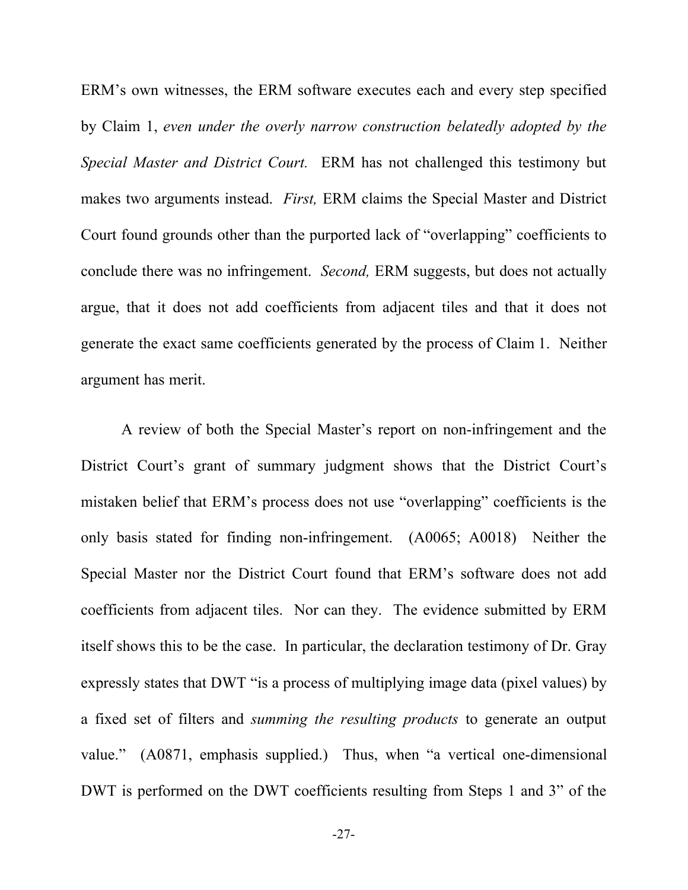ERM's own witnesses, the ERM software executes each and every step specified by Claim 1, *even under the overly narrow construction belatedly adopted by the Special Master and District Court.* ERM has not challenged this testimony but makes two arguments instead. *First,* ERM claims the Special Master and District Court found grounds other than the purported lack of "overlapping" coefficients to conclude there was no infringement. *Second,* ERM suggests, but does not actually argue, that it does not add coefficients from adjacent tiles and that it does not generate the exact same coefficients generated by the process of Claim 1. Neither argument has merit.

A review of both the Special Master's report on non-infringement and the District Court's grant of summary judgment shows that the District Court's mistaken belief that ERM's process does not use "overlapping" coefficients is the only basis stated for finding non-infringement. (A0065; A0018) Neither the Special Master nor the District Court found that ERM's software does not add coefficients from adjacent tiles. Nor can they. The evidence submitted by ERM itself shows this to be the case. In particular, the declaration testimony of Dr. Gray expressly states that DWT "is a process of multiplying image data (pixel values) by a fixed set of filters and *summing the resulting products* to generate an output value." (A0871, emphasis supplied.) Thus, when "a vertical one-dimensional DWT is performed on the DWT coefficients resulting from Steps 1 and 3" of the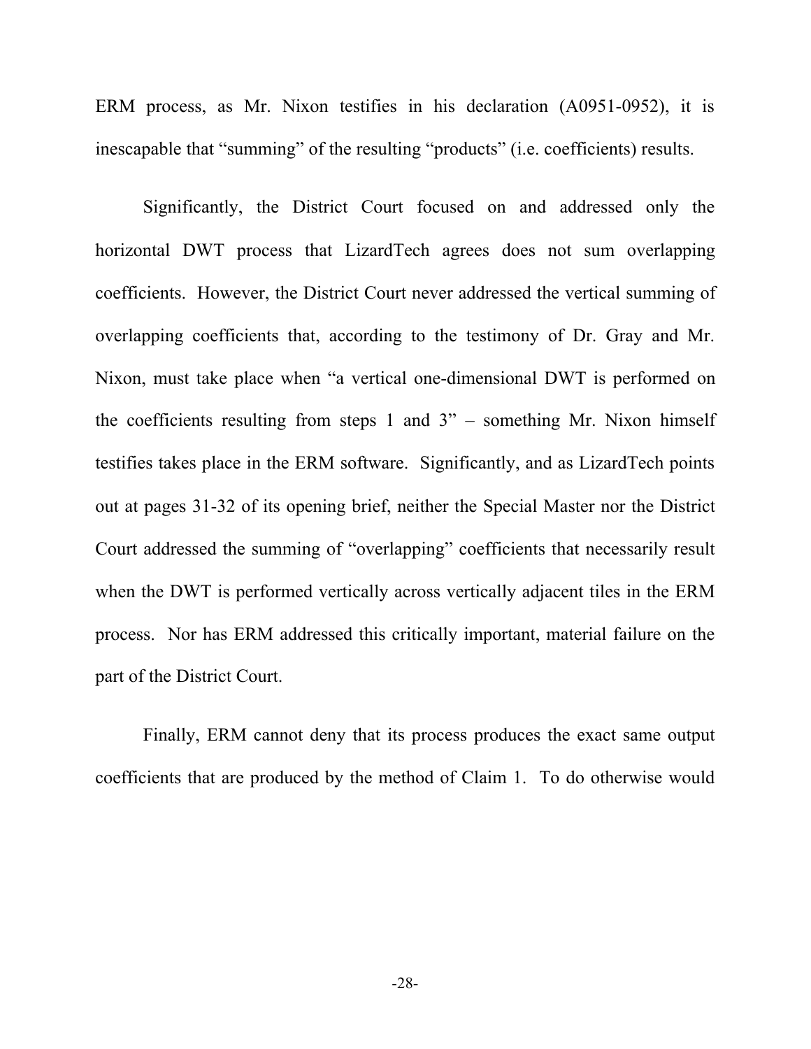ERM process, as Mr. Nixon testifies in his declaration (A0951-0952), it is inescapable that "summing" of the resulting "products" (i.e. coefficients) results.

Significantly, the District Court focused on and addressed only the horizontal DWT process that LizardTech agrees does not sum overlapping coefficients. However, the District Court never addressed the vertical summing of overlapping coefficients that, according to the testimony of Dr. Gray and Mr. Nixon, must take place when "a vertical one-dimensional DWT is performed on the coefficients resulting from steps 1 and 3" – something Mr. Nixon himself testifies takes place in the ERM software. Significantly, and as LizardTech points out at pages 31-32 of its opening brief, neither the Special Master nor the District Court addressed the summing of "overlapping" coefficients that necessarily result when the DWT is performed vertically across vertically adjacent tiles in the ERM process. Nor has ERM addressed this critically important, material failure on the part of the District Court.

Finally, ERM cannot deny that its process produces the exact same output coefficients that are produced by the method of Claim 1. To do otherwise would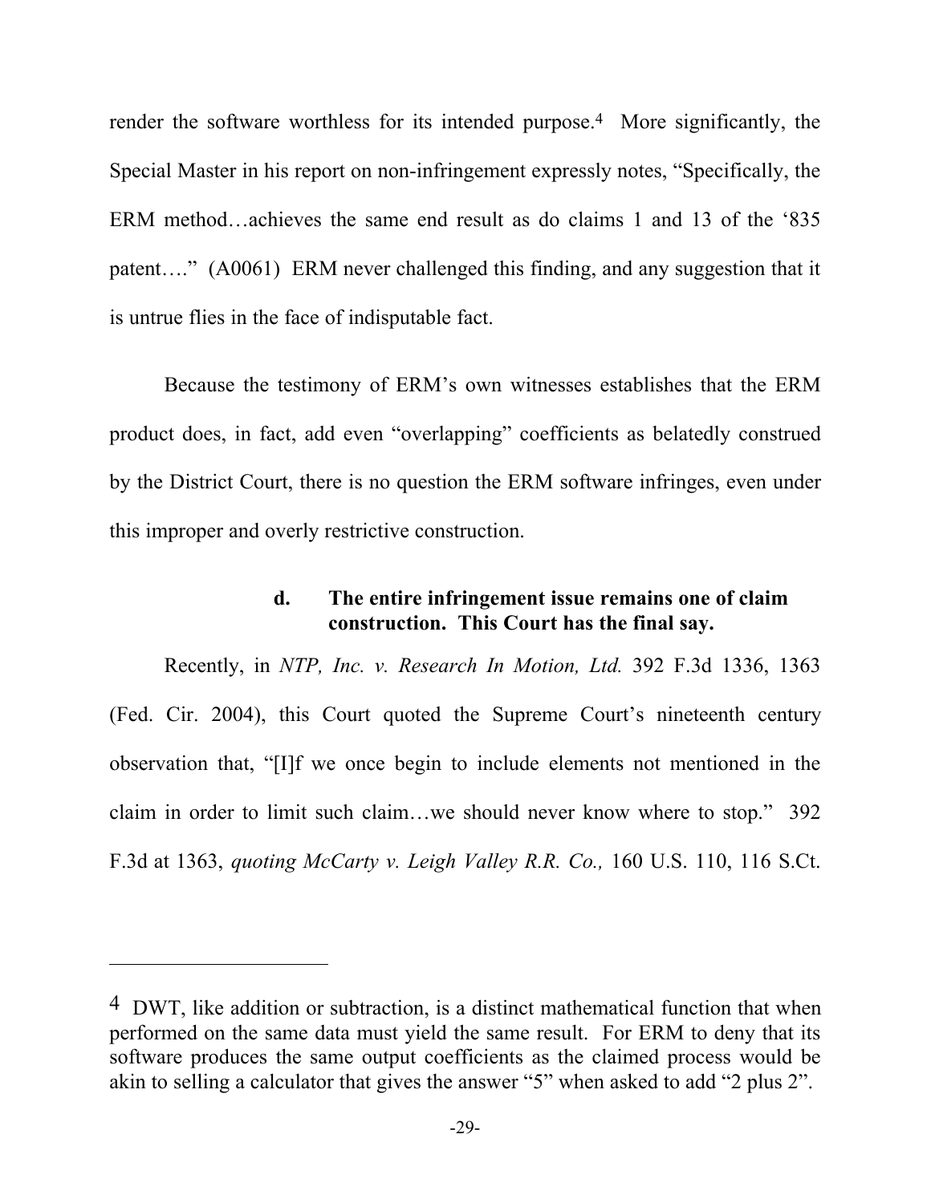render the software worthless for its intended purpose.[4] More significantly, the Special Master in his report on non-infringement expressly notes, "Specifically, the ERM method…achieves the same end result as do claims 1 and 13 of the '835 patent…." (A0061) ERM never challenged this finding, and any suggestion that it is untrue flies in the face of indisputable fact.

Because the testimony of ERM's own witnesses establishes that the ERM product does, in fact, add even "overlapping" coefficients as belatedly construed by the District Court, there is no question the ERM software infringes, even under this improper and overly restrictive construction.

#### d. The entire infringement issue remains one of claim construction. This Court has the final say.

Recently, in *NTP, Inc. v. Research In Motion, Ltd.* 392 F.3d 1336, 1363 (Fed. Cir. 2004), this Court quoted the Supreme Court's nineteenth century observation that, "[I]f we once begin to include elements not mentioned in the claim in order to limit such claim…we should never know where to stop." 392 F.3d at 1363, *quoting McCarty v. Leigh Valley R.R. Co.,* 160 U.S. 110, 116 S.Ct.

---

[4] DWT, like addition or subtraction, is a distinct mathematical function that when performed on the same data must yield the same result. For ERM to deny that its software produces the same output coefficients as the claimed process would be akin to selling a calculator that gives the answer "5" when asked to add "2 plus 2".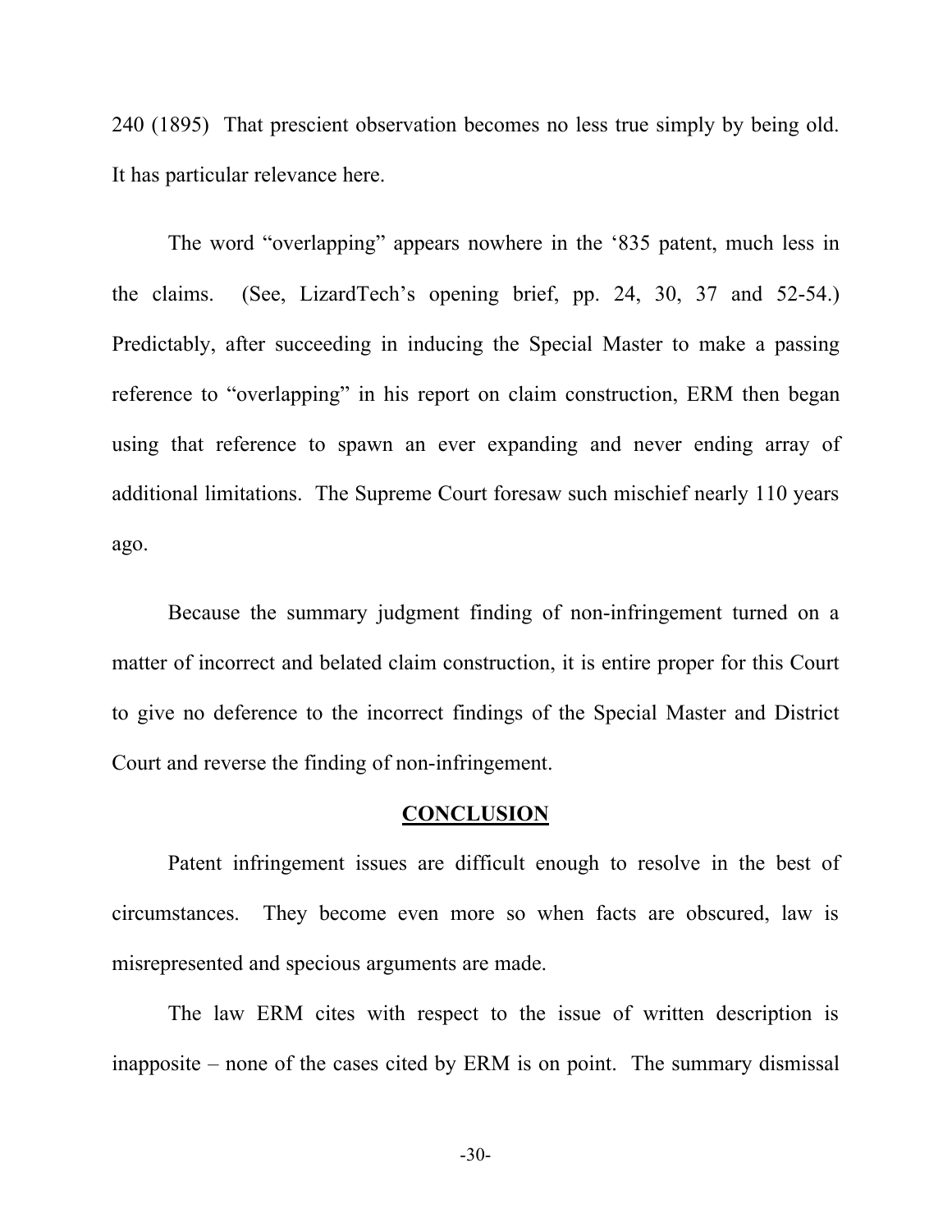240 (1895) That prescient observation becomes no less true simply by being old. It has particular relevance here.

The word "overlapping" appears nowhere in the '835 patent, much less in the claims. (See, LizardTech's opening brief, pp. 24, 30, 37 and 52-54.) Predictably, after succeeding in inducing the Special Master to make a passing reference to "overlapping" in his report on claim construction, ERM then began using that reference to spawn an ever expanding and never ending array of additional limitations. The Supreme Court foresaw such mischief nearly 110 years ago.

Because the summary judgment finding of non-infringement turned on a matter of incorrect and belated claim construction, it is entire proper for this Court to give no deference to the incorrect findings of the Special Master and District Court and reverse the finding of non-infringement.

## CONCLUSION

Patent infringement issues are difficult enough to resolve in the best of circumstances. They become even more so when facts are obscured, law is misrepresented and specious arguments are made.

The law ERM cites with respect to the issue of written description is inapposite – none of the cases cited by ERM is on point. The summary dismissal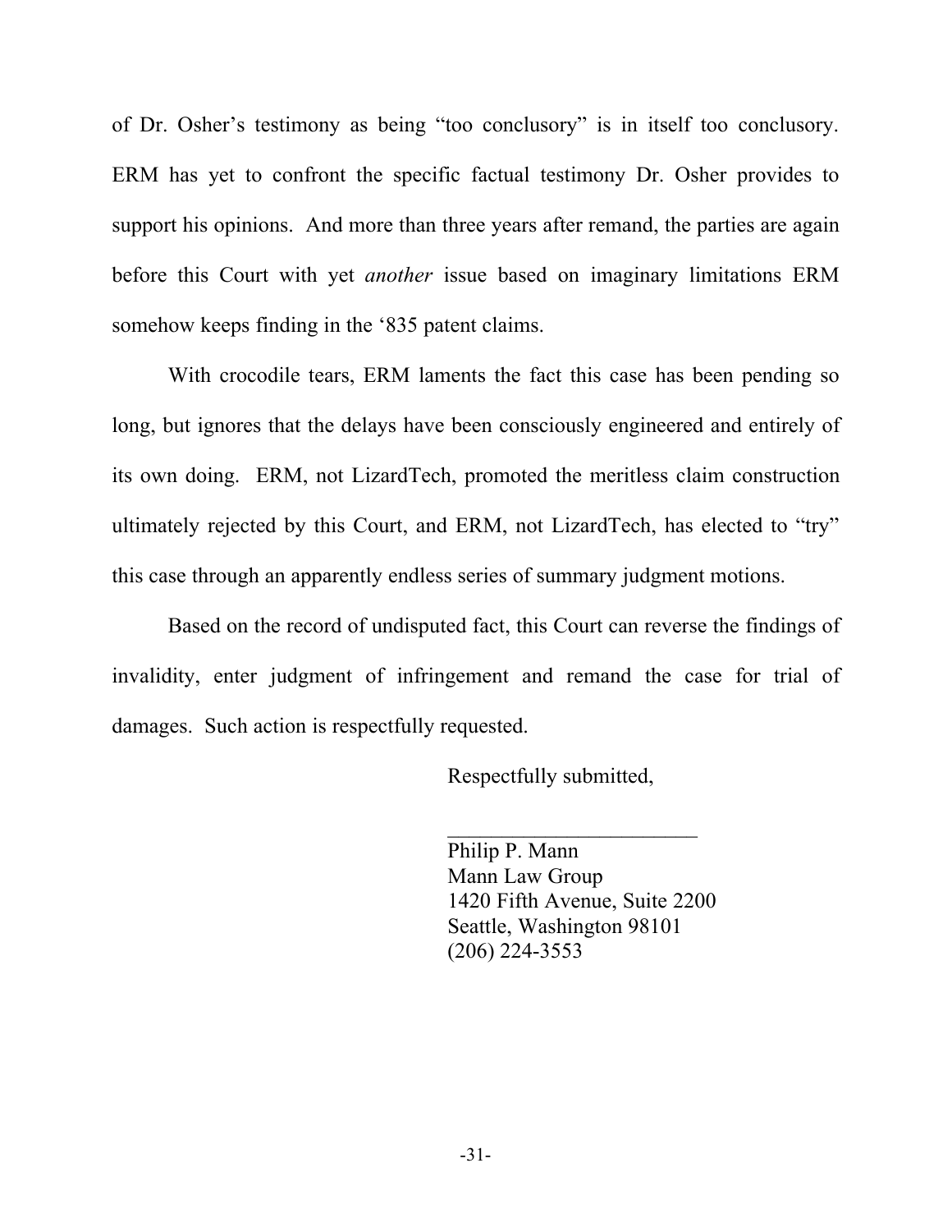of Dr. Osher's testimony as being "too conclusory" is in itself too conclusory. ERM has yet to confront the specific factual testimony Dr. Osher provides to support his opinions. And more than three years after remand, the parties are again before this Court with yet *another* issue based on imaginary limitations ERM somehow keeps finding in the '835 patent claims.

With crocodile tears, ERM laments the fact this case has been pending so long, but ignores that the delays have been consciously engineered and entirely of its own doing. ERM, not LizardTech, promoted the meritless claim construction ultimately rejected by this Court, and ERM, not LizardTech, has elected to "try" this case through an apparently endless series of summary judgment motions.

Based on the record of undisputed fact, this Court can reverse the findings of invalidity, enter judgment of infringement and remand the case for trial of damages. Such action is respectfully requested.

Respectfully submitted,

\_\_\_\_\_\_\_\_\_\_\_\_\_\_\_\_\_\_\_\_\_\_\_\_

Philip P. Mann
Mann Law Group
1420 Fifth Avenue, Suite 2200
Seattle, Washington 98101
(206) 224-3553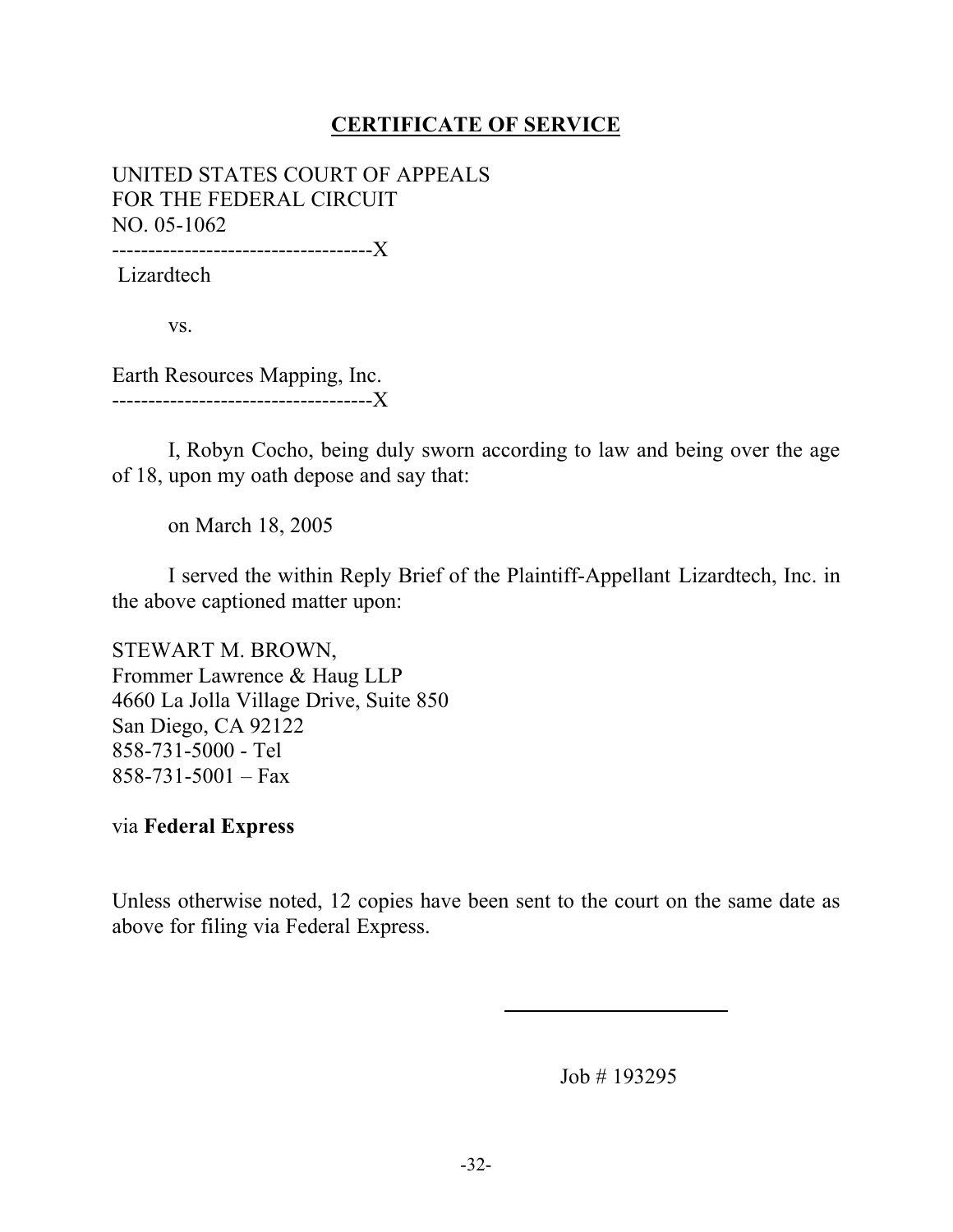## CERTIFICATE OF SERVICE

UNITED STATES COURT OF APPEALS
FOR THE FEDERAL CIRCUIT
NO. 05-1062

------------------------------------X

Lizardtech

vs.

Earth Resources Mapping, Inc.

------------------------------------X

I, Robyn Cocho, being duly sworn according to law and being over the age of 18, upon my oath depose and say that:

on March 18, 2005

I served the within Reply Brief of the Plaintiff-Appellant Lizardtech, Inc. in the above captioned matter upon:

STEWART M. BROWN,
Frommer Lawrence & Haug LLP
4660 La Jolla Village Drive, Suite 850
San Diego, CA 92122
858-731-5000 - Tel
858-731-5001 – Fax

via **Federal Express**

Unless otherwise noted, 12 copies have been sent to the court on the same date as above for filing via Federal Express.

Job # 193295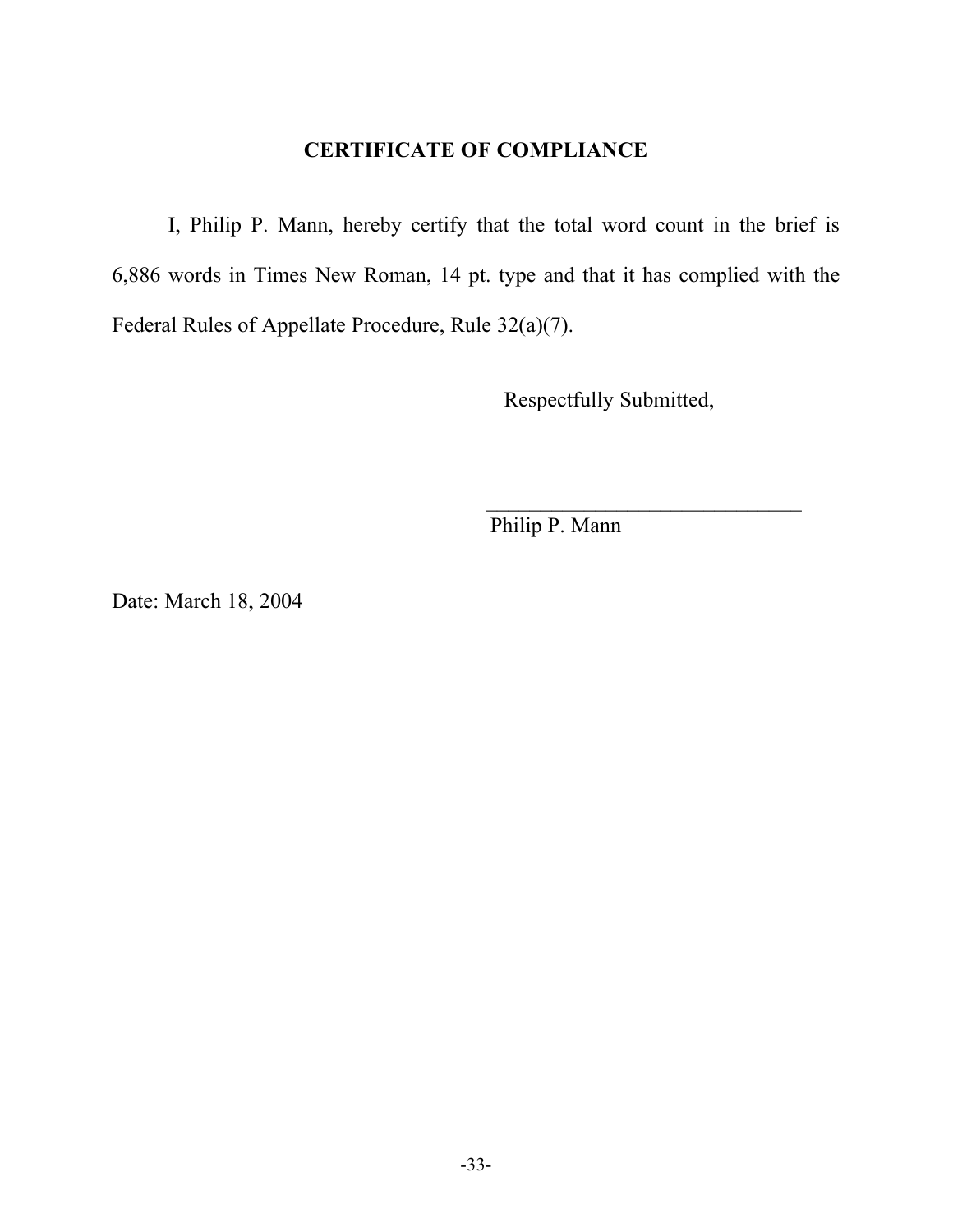## CERTIFICATE OF COMPLIANCE

I, Philip P. Mann, hereby certify that the total word count in the brief is 6,886 words in Times New Roman, 14 pt. type and that it has complied with the Federal Rules of Appellate Procedure, Rule 32(a)(7).

Respectfully Submitted,

_______________________________
Philip P. Mann

Date: March 18, 2004